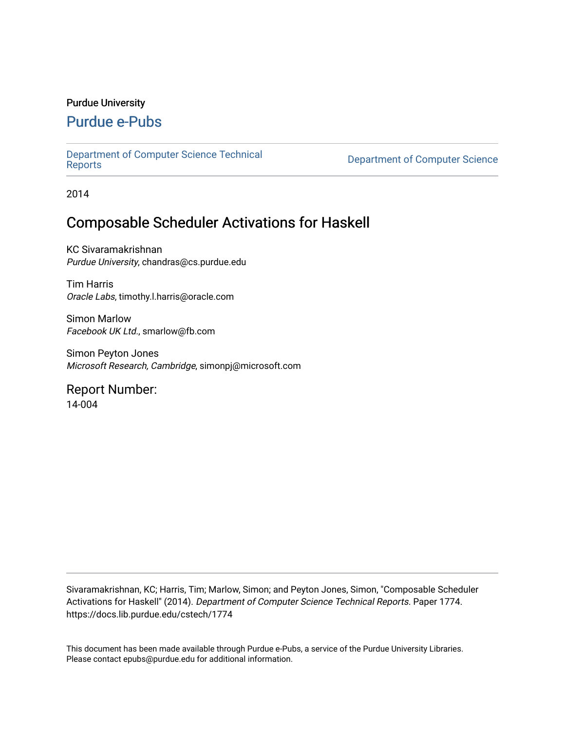Purdue University

# Purdue e-Pubs

Department of Computer Science Technical Reports

Department of Computer Science

2014

## Composable Scheduler Activations for Haskell

KC Sivaramakrishnan
*Purdue University*, chandras@cs.purdue.edu

Tim Harris
*Oracle Labs*, timothy.l.harris@oracle.com

Simon Marlow
*Facebook UK Ltd.*, smarlow@fb.com

Simon Peyton Jones
*Microsoft Research, Cambridge*, simonpj@microsoft.com

## Report Number:

14-004

Sivaramakrishnan, KC; Harris, Tim; Marlow, Simon; and Peyton Jones, Simon, "Composable Scheduler Activations for Haskell" (2014). *Department of Computer Science Technical Reports.* Paper 1774. https://docs.lib.purdue.edu/cstech/1774

This document has been made available through Purdue e-Pubs, a service of the Purdue University Libraries. Please contact epubs@purdue.edu for additional information.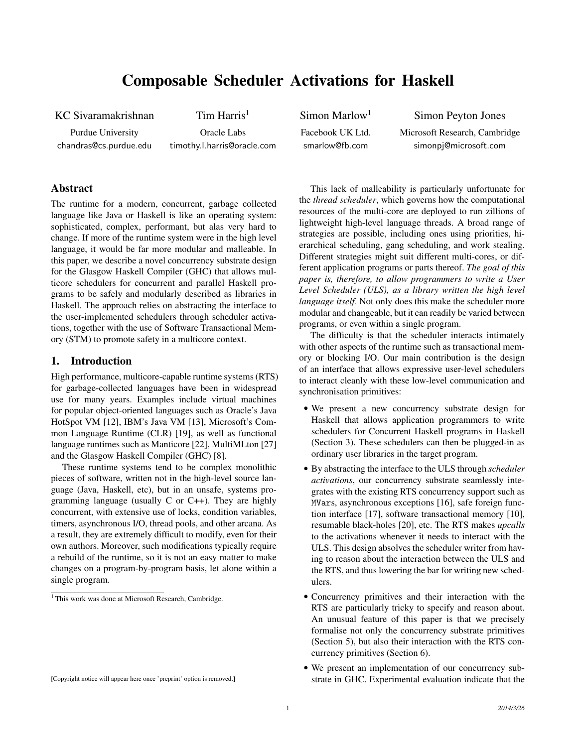# Composable Scheduler Activations for Haskell

KC Sivaramakrishnan — Purdue University — chandras@cs.purdue.edu

Tim Harris[1] — Oracle Labs — timothy.l.harris@oracle.com

Simon Marlow[1] — Facebook UK Ltd. — smarlow@fb.com

Simon Peyton Jones — Microsoft Research, Cambridge — simonpj@microsoft.com

## Abstract

The runtime for a modern, concurrent, garbage collected language like Java or Haskell is like an operating system: sophisticated, complex, performant, but alas very hard to change. If more of the runtime system were in the high level language, it would be far more modular and malleable. In this paper, we describe a novel concurrency substrate design for the Glasgow Haskell Compiler (GHC) that allows multicore schedulers for concurrent and parallel Haskell programs to be safely and modularly described as libraries in Haskell. The approach relies on abstracting the interface to the user-implemented schedulers through scheduler activations, together with the use of Software Transactional Memory (STM) to promote safety in a multicore context.

## 1. Introduction

High performance, multicore-capable runtime systems (RTS) for garbage-collected languages have been in widespread use for many years. Examples include virtual machines for popular object-oriented languages such as Oracle's Java HotSpot VM [12], IBM's Java VM [13], Microsoft's Common Language Runtime (CLR) [19], as well as functional language runtimes such as Manticore [22], MultiMLton [27] and the Glasgow Haskell Compiler (GHC) [8].

These runtime systems tend to be complex monolithic pieces of software, written not in the high-level source language (Java, Haskell, etc), but in an unsafe, systems programming language (usually C or C++). They are highly concurrent, with extensive use of locks, condition variables, timers, asynchronous I/O, thread pools, and other arcana. As a result, they are extremely difficult to modify, even for their own authors. Moreover, such modifications typically require a rebuild of the runtime, so it is not an easy matter to make changes on a program-by-program basis, let alone within a single program.

This lack of malleability is particularly unfortunate for the *thread scheduler*, which governs how the computational resources of the multi-core are deployed to run zillions of lightweight high-level language threads. A broad range of strategies are possible, including ones using priorities, hierarchical scheduling, gang scheduling, and work stealing. Different strategies might suit different multi-cores, or different application programs or parts thereof. *The goal of this paper is, therefore, to allow programmers to write a User Level Scheduler (ULS), as a library written the high level language itself.* Not only does this make the scheduler more modular and changeable, but it can readily be varied between programs, or even within a single program.

The difficulty is that the scheduler interacts intimately with other aspects of the runtime such as transactional memory or blocking I/O. Our main contribution is the design of an interface that allows expressive user-level schedulers to interact cleanly with these low-level communication and synchronisation primitives:

- We present a new concurrency substrate design for Haskell that allows application programmers to write schedulers for Concurrent Haskell programs in Haskell (Section 3). These schedulers can then be plugged-in as ordinary user libraries in the target program.
- By abstracting the interface to the ULS through *scheduler activations*, our concurrency substrate seamlessly integrates with the existing RTS concurrency support such as `MVars`, asynchronous exceptions [16], safe foreign function interface [17], software transactional memory [10], resumable black-holes [20], etc. The RTS makes *upcalls* to the activations whenever it needs to interact with the ULS. This design absolves the scheduler writer from having to reason about the interaction between the ULS and the RTS, and thus lowering the bar for writing new schedulers.
- Concurrency primitives and their interaction with the RTS are particularly tricky to specify and reason about. An unusual feature of this paper is that we precisely formalise not only the concurrency substrate primitives (Section 5), but also their interaction with the RTS concurrency primitives (Section 6).
- We present an implementation of our concurrency substrate in GHC. Experimental evaluation indicate that the

[1] This work was done at Microsoft Research, Cambridge.

[Copyright notice will appear here once 'preprint' option is removed.]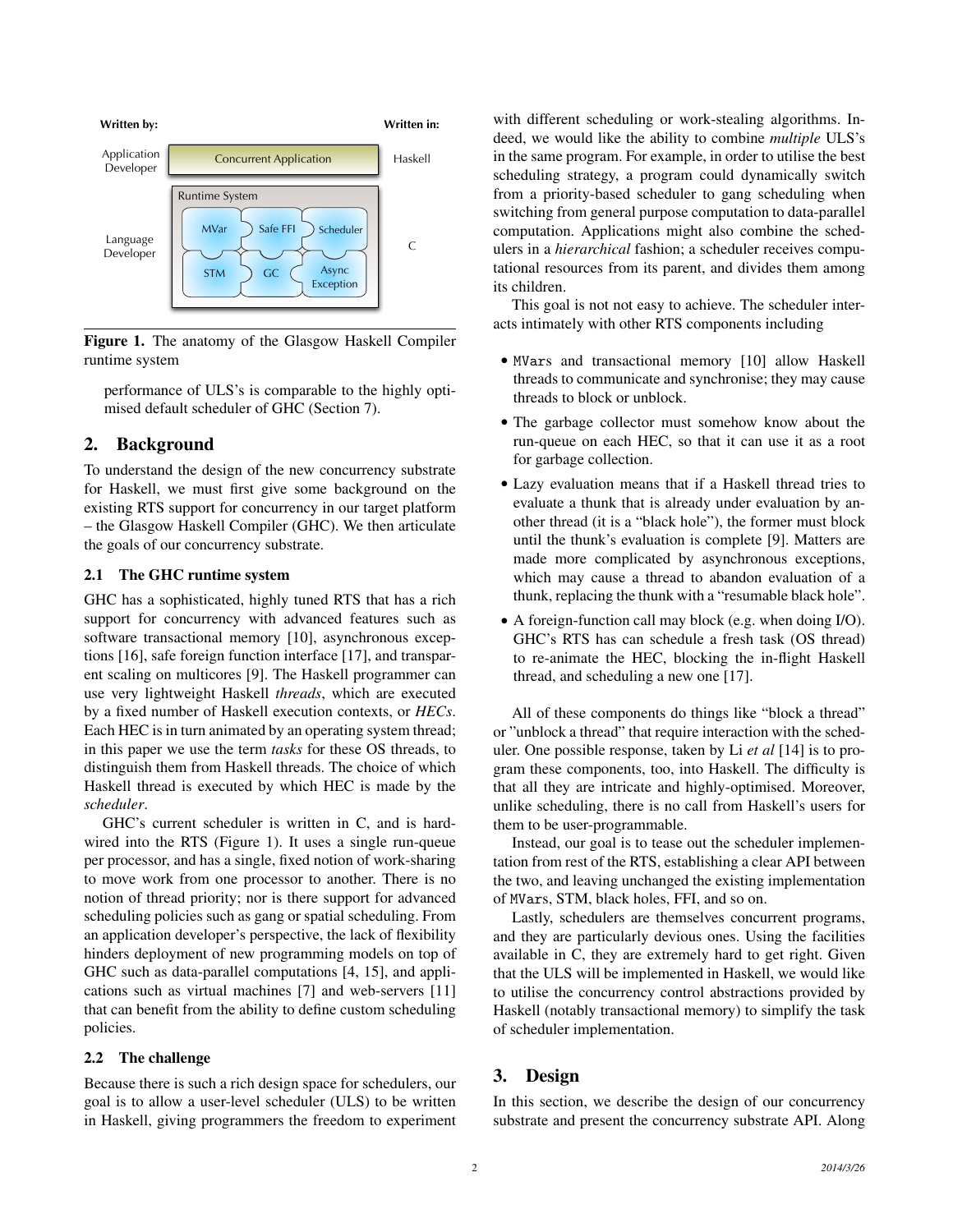**Figure 1.** The anatomy of the Glasgow Haskell Compiler runtime system

performance of ULS's is comparable to the highly optimised default scheduler of GHC (Section 7).

## 2. Background

To understand the design of the new concurrency substrate for Haskell, we must first give some background on the existing RTS support for concurrency in our target platform – the Glasgow Haskell Compiler (GHC). We then articulate the goals of our concurrency substrate.

### 2.1 The GHC runtime system

GHC has a sophisticated, highly tuned RTS that has a rich support for concurrency with advanced features such as software transactional memory [10], asynchronous exceptions [16], safe foreign function interface [17], and transparent scaling on multicores [9]. The Haskell programmer can use very lightweight Haskell *threads*, which are executed by a fixed number of Haskell execution contexts, or *HECs*. Each HEC is in turn animated by an operating system thread; in this paper we use the term *tasks* for these OS threads, to distinguish them from Haskell threads. The choice of which Haskell thread is executed by which HEC is made by the *scheduler*.

GHC's current scheduler is written in C, and is hardwired into the RTS (Figure 1). It uses a single run-queue per processor, and has a single, fixed notion of work-sharing to move work from one processor to another. There is no notion of thread priority; nor is there support for advanced scheduling policies such as gang or spatial scheduling. From an application developer's perspective, the lack of flexibility hinders deployment of new programming models on top of GHC such as data-parallel computations [4, 15], and applications such as virtual machines [7] and web-servers [11] that can benefit from the ability to define custom scheduling policies.

### 2.2 The challenge

Because there is such a rich design space for schedulers, our goal is to allow a user-level scheduler (ULS) to be written in Haskell, giving programmers the freedom to experiment with different scheduling or work-stealing algorithms. Indeed, we would like the ability to combine *multiple* ULS's in the same program. For example, in order to utilise the best scheduling strategy, a program could dynamically switch from a priority-based scheduler to gang scheduling when switching from general purpose computation to data-parallel computation. Applications might also combine the schedulers in a *hierarchical* fashion; a scheduler receives computational resources from its parent, and divides them among its children.

This goal is not not easy to achieve. The scheduler interacts intimately with other RTS components including

- MVars and transactional memory [10] allow Haskell threads to communicate and synchronise; they may cause threads to block or unblock.
- The garbage collector must somehow know about the run-queue on each HEC, so that it can use it as a root for garbage collection.
- Lazy evaluation means that if a Haskell thread tries to evaluate a thunk that is already under evaluation by another thread (it is a "black hole"), the former must block until the thunk's evaluation is complete [9]. Matters are made more complicated by asynchronous exceptions, which may cause a thread to abandon evaluation of a thunk, replacing the thunk with a "resumable black hole".
- A foreign-function call may block (e.g. when doing I/O). GHC's RTS has can schedule a fresh task (OS thread) to re-animate the HEC, blocking the in-flight Haskell thread, and scheduling a new one [17].

All of these components do things like "block a thread" or "unblock a thread" that require interaction with the scheduler. One possible response, taken by Li *et al* [14] is to program these components, too, into Haskell. The difficulty is that all they are intricate and highly-optimised. Moreover, unlike scheduling, there is no call from Haskell's users for them to be user-programmable.

Instead, our goal is to tease out the scheduler implementation from rest of the RTS, establishing a clear API between the two, and leaving unchanged the existing implementation of MVars, STM, black holes, FFI, and so on.

Lastly, schedulers are themselves concurrent programs, and they are particularly devious ones. Using the facilities available in C, they are extremely hard to get right. Given that the ULS will be implemented in Haskell, we would like to utilise the concurrency control abstractions provided by Haskell (notably transactional memory) to simplify the task of scheduler implementation.

## 3. Design

In this section, we describe the design of our concurrency substrate and present the concurrency substrate API. Along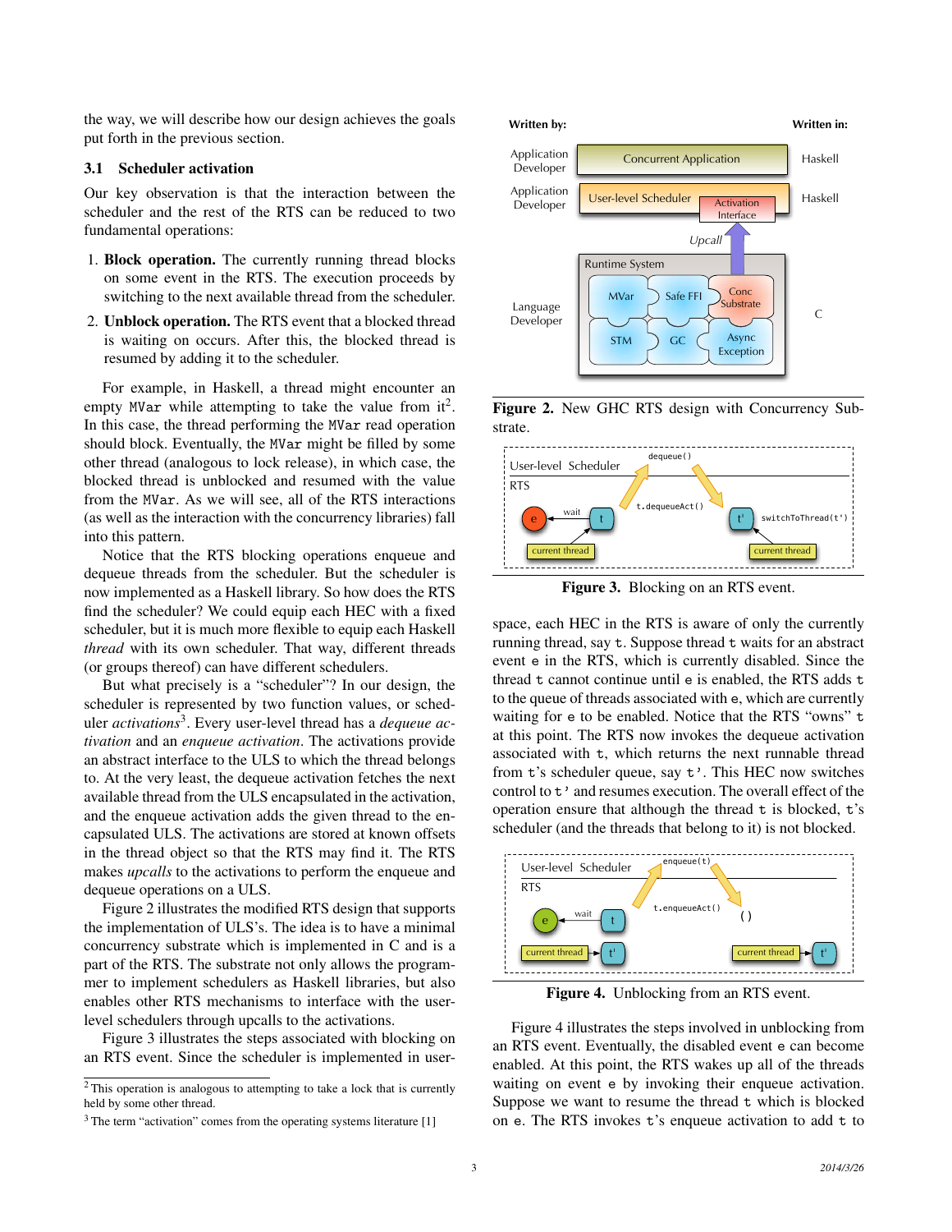the way, we will describe how our design achieves the goals put forth in the previous section.

### 3.1 Scheduler activation

Our key observation is that the interaction between the scheduler and the rest of the RTS can be reduced to two fundamental operations:

1. **Block operation.** The currently running thread blocks on some event in the RTS. The execution proceeds by switching to the next available thread from the scheduler.
2. **Unblock operation.** The RTS event that a blocked thread is waiting on occurs. After this, the blocked thread is resumed by adding it to the scheduler.

For example, in Haskell, a thread might encounter an empty `MVar` while attempting to take the value from it[2]. In this case, the thread performing the `MVar` read operation should block. Eventually, the `MVar` might be filled by some other thread (analogous to lock release), in which case, the blocked thread is unblocked and resumed with the value from the `MVar`. As we will see, all of the RTS interactions (as well as the interaction with the concurrency libraries) fall into this pattern.

Notice that the RTS blocking operations enqueue and dequeue threads from the scheduler. But the scheduler is now implemented as a Haskell library. So how does the RTS find the scheduler? We could equip each HEC with a fixed scheduler, but it is much more flexible to equip each Haskell *thread* with its own scheduler. That way, different threads (or groups thereof) can have different schedulers.

But what precisely is a "scheduler"? In our design, the scheduler is represented by two function values, or scheduler *activations*[3]. Every user-level thread has a *dequeue activation* and an *enqueue activation*. The activations provide an abstract interface to the ULS to which the thread belongs to. At the very least, the dequeue activation fetches the next available thread from the ULS encapsulated in the activation, and the enqueue activation adds the given thread to the encapsulated ULS. The activations are stored at known offsets in the thread object so that the RTS may find it. The RTS makes *upcalls* to the activations to perform the enqueue and dequeue operations on a ULS.

Figure 2 illustrates the modified RTS design that supports the implementation of ULS's. The idea is to have a minimal concurrency substrate which is implemented in C and is a part of the RTS. The substrate not only allows the programmer to implement schedulers as Haskell libraries, but also enables other RTS mechanisms to interface with the user-level schedulers through upcalls to the activations.

Figure 3 illustrates the steps associated with blocking on an RTS event. Since the scheduler is implemented in user-space, each HEC in the RTS is aware of only the currently running thread, say `t`. Suppose thread `t` waits for an abstract event `e` in the RTS, which is currently disabled. Since the thread `t` cannot continue until `e` is enabled, the RTS adds `t` to the queue of threads associated with `e`, which are currently waiting for `e` to be enabled. Notice that the RTS "owns" `t` at this point. The RTS now invokes the dequeue activation associated with `t`, which returns the next runnable thread from `t`'s scheduler queue, say `t'`. This HEC now switches control to `t'` and resumes execution. The overall effect of the operation ensure that although the thread `t` is blocked, `t`'s scheduler (and the threads that belong to it) is not blocked.

**Figure 2.** New GHC RTS design with Concurrency Substrate.

**Figure 3.** Blocking on an RTS event.

**Figure 4.** Unblocking from an RTS event.

Figure 4 illustrates the steps involved in unblocking from an RTS event. Eventually, the disabled event `e` can become enabled. At this point, the RTS wakes up all of the threads waiting on event `e` by invoking their enqueue activation. Suppose we want to resume the thread `t` which is blocked on `e`. The RTS invokes `t`'s enqueue activation to add `t` to

---

[2] This operation is analogous to attempting to take a lock that is currently held by some other thread.

[3] The term "activation" comes from the operating systems literature [1]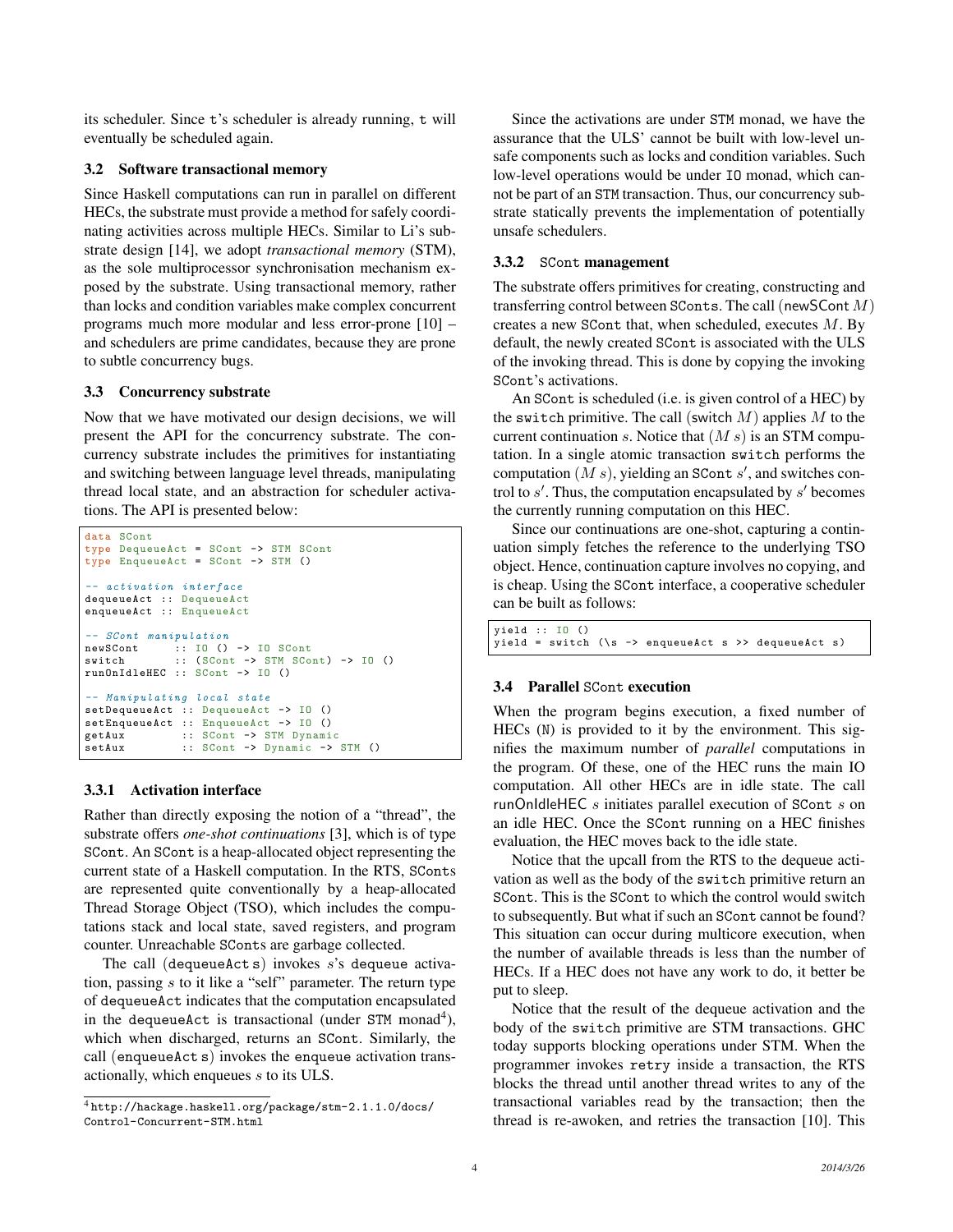its scheduler. Since `t`'s scheduler is already running, `t` will eventually be scheduled again.

### 3.2 Software transactional memory

Since Haskell computations can run in parallel on different HECs, the substrate must provide a method for safely coordinating activities across multiple HECs. Similar to Li's substrate design [14], we adopt *transactional memory* (STM), as the sole multiprocessor synchronisation mechanism exposed by the substrate. Using transactional memory, rather than locks and condition variables make complex concurrent programs much more modular and less error-prone [10] – and schedulers are prime candidates, because they are prone to subtle concurrency bugs.

### 3.3 Concurrency substrate

Now that we have motivated our design decisions, we will present the API for the concurrency substrate. The concurrency substrate includes the primitives for instantiating and switching between language level threads, manipulating thread local state, and an abstraction for scheduler activations. The API is presented below:

```
data SCont
type DequeueAct = SCont -> STM SCont
type EnqueueAct = SCont -> STM ()

-- activation interface
dequeueAct :: DequeueAct
enqueueAct :: EnqueueAct

-- SCont manipulation
newSCont      :: IO () -> IO SCont
switch        :: (SCont -> STM SCont) -> IO ()
runOnIdleHEC :: SCont -> IO ()

-- Manipulating local state
setDequeueAct :: DequeueAct -> IO ()
setEnqueueAct :: EnqueueAct -> IO ()
getAux        :: SCont -> STM Dynamic
setAux        :: SCont -> Dynamic -> STM ()
```

#### 3.3.1 Activation interface

Rather than directly exposing the notion of a "thread", the substrate offers *one-shot continuations* [3], which is of type `SCont`. An `SCont` is a heap-allocated object representing the current state of a Haskell computation. In the RTS, `SCont`s are represented quite conventionally by a heap-allocated Thread Storage Object (TSO), which includes the computations stack and local state, saved registers, and program counter. Unreachable `SCont`s are garbage collected.

The call (`dequeueAct` $s$) invokes $s$'s dequeue activation, passing $s$ to it like a "self" parameter. The return type of `dequeueAct` indicates that the computation encapsulated in the `dequeueAct` is transactional (under `STM` monad[4]), which when discharged, returns an `SCont`. Similarly, the call (`enqueueAct` $s$) invokes the enqueue activation transactionally, which enqueues $s$ to its ULS.

[4] http://hackage.haskell.org/package/stm-2.1.1.0/docs/Control-Concurrent-STM.html

Since the activations are under `STM` monad, we have the assurance that the ULS' cannot be built with low-level unsafe components such as locks and condition variables. Such low-level operations would be under `IO` monad, which cannot be part of an `STM` transaction. Thus, our concurrency substrate statically prevents the implementation of potentially unsafe schedulers.

#### 3.3.2 `SCont` management

The substrate offers primitives for creating, constructing and transferring control between `SCont`s. The call (newSCont $M$) creates a new `SCont` that, when scheduled, executes $M$. By default, the newly created `SCont` is associated with the ULS of the invoking thread. This is done by copying the invoking `SCont`'s activations.

An `SCont` is scheduled (i.e. is given control of a HEC) by the `switch` primitive. The call (switch $M$) applies $M$ to the current continuation $s$. Notice that $(M\ s)$ is an STM computation. In a single atomic transaction `switch` performs the computation $(M\ s)$, yielding an `SCont` $s'$, and switches control to $s'$. Thus, the computation encapsulated by $s'$ becomes the currently running computation on this HEC.

Since our continuations are one-shot, capturing a continuation simply fetches the reference to the underlying TSO object. Hence, continuation capture involves no copying, and is cheap. Using the `SCont` interface, a cooperative scheduler can be built as follows:

```
yield :: IO ()
yield = switch (\s -> enqueueAct s >> dequeueAct s)
```

### 3.4 Parallel `SCont` execution

When the program begins execution, a fixed number of HECs (`N`) is provided to it by the environment. This signifies the maximum number of *parallel* computations in the program. Of these, one of the HEC runs the main IO computation. All other HECs are in idle state. The call runOnIdleHEC $s$ initiates parallel execution of `SCont` $s$ on an idle HEC. Once the `SCont` running on a HEC finishes evaluation, the HEC moves back to the idle state.

Notice that the upcall from the RTS to the dequeue activation as well as the body of the `switch` primitive return an `SCont`. This is the `SCont` to which the control would switch to subsequently. But what if such an `SCont` cannot be found? This situation can occur during multicore execution, when the number of available threads is less than the number of HECs. If a HEC does not have any work to do, it better be put to sleep.

Notice that the result of the dequeue activation and the body of the `switch` primitive are STM transactions. GHC today supports blocking operations under STM. When the programmer invokes `retry` inside a transaction, the RTS blocks the thread until another thread writes to any of the transactional variables read by the transaction; then the thread is re-awoken, and retries the transaction [10]. This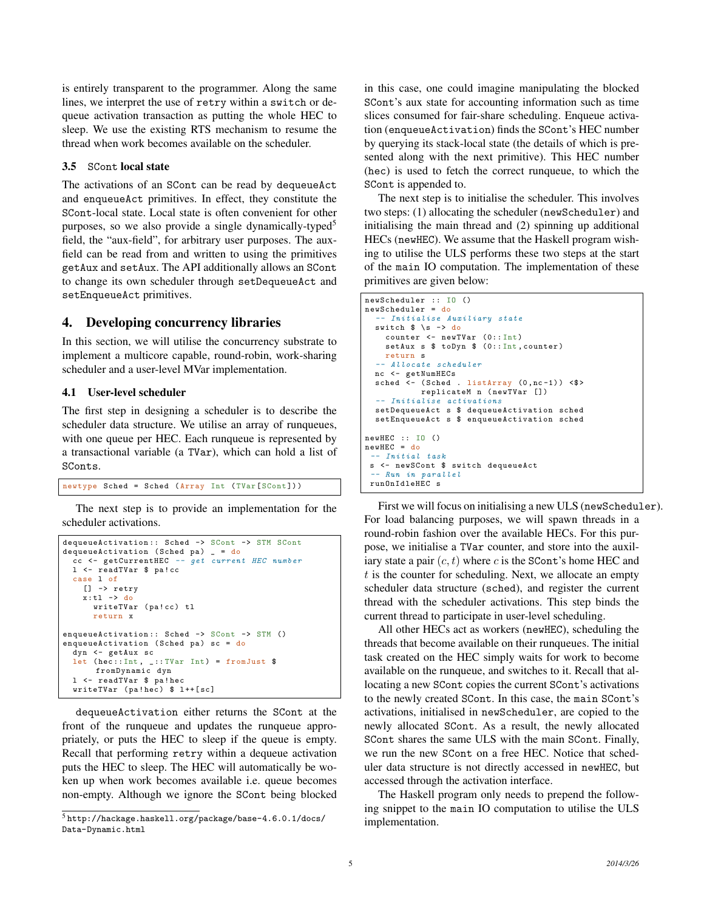is entirely transparent to the programmer. Along the same lines, we interpret the use of `retry` within a `switch` or dequeue activation transaction as putting the whole HEC to sleep. We use the existing RTS mechanism to resume the thread when work becomes available on the scheduler.

### 3.5 `SCont` local state

The activations of an `SCont` can be read by `dequeueAct` and `enqueueAct` primitives. In effect, they constitute the `SCont`-local state. Local state is often convenient for other purposes, so we also provide a single dynamically-typed[5] field, the "aux-field", for arbitrary user purposes. The aux-field can be read from and written to using the primitives `getAux` and `setAux`. The API additionally allows an `SCont` to change its own scheduler through `setDequeueAct` and `setEnqueueAct` primitives.

## 4. Developing concurrency libraries

In this section, we will utilise the concurrency substrate to implement a multicore capable, round-robin, work-sharing scheduler and a user-level MVar implementation.

### 4.1 User-level scheduler

The first step in designing a scheduler is to describe the scheduler data structure. We utilise an array of runqueues, with one queue per HEC. Each runqueue is represented by a transactional variable (a `TVar`), which can hold a list of `SCont`s.

```
newtype Sched = Sched (Array Int (TVar[SCont]))
```

The next step is to provide an implementation for the scheduler activations.

```
dequeueActivation:: Sched -> SCont -> STM SCont
dequeueActivation (Sched pa) _ = do
  cc <- getCurrentHEC -- get current HEC number
  l <- readTVar $ pa!cc
  case l of
    [] -> retry
    x:tl -> do
      writeTVar (pa!cc) tl
      return x

enqueueActivation:: Sched -> SCont -> STM ()
enqueueActivation (Sched pa) sc = do
  dyn <- getAux sc
  let (hec::Int, _::TVar Int) = fromJust $
        fromDynamic dyn
  l <- readTVar $ pa!hec
  writeTVar (pa!hec) $ l++[sc]
```

`dequeueActivation` either returns the `SCont` at the front of the runqueue and updates the runqueue appropriately, or puts the HEC to sleep if the queue is empty. Recall that performing `retry` within a dequeue activation puts the HEC to sleep. The HEC will automatically be woken up when work becomes available i.e. queue becomes non-empty. Although we ignore the `SCont` being blocked in this case, one could imagine manipulating the blocked `SCont`'s aux state for accounting information such as time slices consumed for fair-share scheduling. Enqueue activation (`enqueueActivation`) finds the `SCont`'s HEC number by querying its stack-local state (the details of which is presented along with the next primitive). This HEC number (`hec`) is used to fetch the correct runqueue, to which the `SCont` is appended to.

The next step is to initialise the scheduler. This involves two steps: (1) allocating the scheduler (`newScheduler`) and initialising the main thread and (2) spinning up additional HECs (`newHEC`). We assume that the Haskell program wishing to utilise the ULS performs these two steps at the start of the `main` IO computation. The implementation of these primitives are given below:

```
newScheduler :: IO ()
newScheduler = do
  -- Initialise Auxiliary state
  switch $ \s -> do
    counter <- newTVar (0::Int)
    setAux s $ toDyn $ (0::Int,counter)
    return s
  -- Allocate scheduler
  nc <- getNumHECs
  sched <- (Sched . listArray (0,nc-1)) <$>
           replicateM n (newTVar [])
  -- Initialise activations
  setDequeueAct s $ dequeueActivation sched
  setEnqueueAct s $ enqueueActivation sched

newHEC :: IO ()
newHEC = do
 -- Initial task
 s <- newSCont $ switch dequeueAct
 -- Run in parallel
 runOnIdleHEC s
```

First we will focus on initialising a new ULS (`newScheduler`). For load balancing purposes, we will spawn threads in a round-robin fashion over the available HECs. For this purpose, we initialise a `TVar` counter, and store into the auxiliary state a pair $(c, t)$ where $c$ is the `SCont`'s home HEC and $t$ is the counter for scheduling. Next, we allocate an empty scheduler data structure (`sched`), and register the current thread with the scheduler activations. This step binds the current thread to participate in user-level scheduling.

All other HECs act as workers (`newHEC`), scheduling the threads that become available on their runqueues. The initial task created on the HEC simply waits for work to become available on the runqueue, and switches to it. Recall that allocating a new `SCont` copies the current `SCont`'s activations to the newly created `SCont`. In this case, the `main` `SCont`'s activations, initialised in `newScheduler`, are copied to the newly allocated `SCont`. As a result, the newly allocated `SCont` shares the same ULS with the main `SCont`. Finally, we run the new `SCont` on a free HEC. Notice that scheduler data structure is not directly accessed in `newHEC`, but accessed through the activation interface.

The Haskell program only needs to prepend the following snippet to the `main` IO computation to utilise the ULS implementation.

[5] http://hackage.haskell.org/package/base-4.6.0.1/docs/Data-Dynamic.html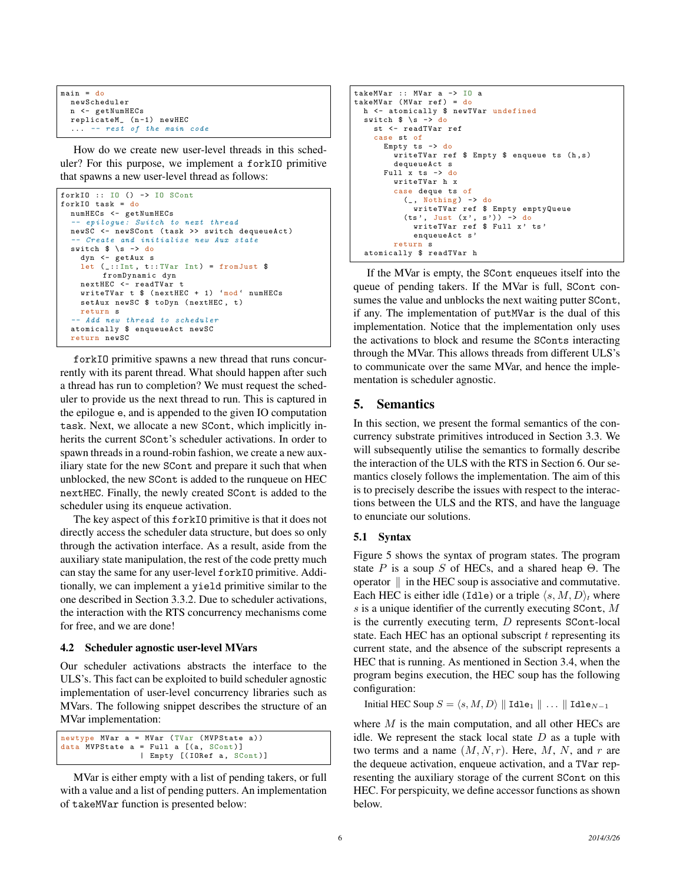```
main = do
  newScheduler
  n <- getNumHECs
  replicateM_ (n-1) newHEC
  ... -- rest of the main code
```

How do we create new user-level threads in this scheduler? For this purpose, we implement a `forkIO` primitive that spawns a new user-level thread as follows:

```
forkIO :: IO () -> IO SCont
forkIO task = do
  numHECs <- getNumHECs
  -- epilogue: Switch to next thread
  newSC <- newSCont (task >> switch dequeueAct)
  -- Create and initialise new Aux state
  switch $ \s -> do
    dyn <- getAux s
    let (_::Int, t::TVar Int) = fromJust $
          fromDynamic dyn
    nextHEC <- readTVar t
    writeTVar t $ (nextHEC + 1) `mod` numHECs
    setAux newSC $ toDyn (nextHEC, t)
    return s
  -- Add new thread to scheduler
  atomically $ enqueueAct newSC
  return newSC
```

`forkIO` primitive spawns a new thread that runs concurrently with its parent thread. What should happen after such a thread has run to completion? We must request the scheduler to provide us the next thread to run. This is captured in the epilogue `e`, and is appended to the given IO computation `task`. Next, we allocate a new `SCont`, which implicitly inherits the current `SCont`'s scheduler activations. In order to spawn threads in a round-robin fashion, we create a new auxiliary state for the new `SCont` and prepare it such that when unblocked, the new `SCont` is added to the runqueue on HEC `nextHEC`. Finally, the newly created `SCont` is added to the scheduler using its enqueue activation.

The key aspect of this `forkIO` primitive is that it does not directly access the scheduler data structure, but does so only through the activation interface. As a result, aside from the auxiliary state manipulation, the rest of the code pretty much can stay the same for any user-level `forkIO` primitive. Additionally, we can implement a `yield` primitive similar to the one described in Section 3.3.2. Due to scheduler activations, the interaction with the RTS concurrency mechanisms come for free, and we are done!

### 4.2 Scheduler agnostic user-level MVars

Our scheduler activations abstracts the interface to the ULS's. This fact can be exploited to build scheduler agnostic implementation of user-level concurrency libraries such as MVars. The following snippet describes the structure of an MVar implementation:

```
newtype MVar a = MVar (TVar (MVPState a))
data MVPState a = Full a [(a, SCont)]
                | Empty [(IORef a, SCont)]
```

MVar is either empty with a list of pending takers, or full with a value and a list of pending putters. An implementation of `takeMVar` function is presented below:

```
takeMVar :: MVar a -> IO a
takeMVar (MVar ref) = do
  h <- atomically $ newTVar undefined
  switch $ \s -> do
    st <- readTVar ref
    case st of
      Empty ts -> do
        writeTVar ref $ Empty $ enqueue ts (h,s)
        dequeueAct s
      Full x ts -> do
        writeTVar h x
        case deque ts of
          (_, Nothing) -> do
            writeTVar ref $ Empty emptyQueue
          (ts', Just (x', s')) -> do
            writeTVar ref $ Full x' ts'
            enqueueAct s'
        return s
  atomically $ readTVar h
```

If the MVar is empty, the `SCont` enqueues itself into the queue of pending takers. If the MVar is full, `SCont` consumes the value and unblocks the next waiting putter `SCont`, if any. The implementation of `putMVar` is the dual of this implementation. Notice that the implementation only uses the activations to block and resume the `SConts` interacting through the MVar. This allows threads from different ULS's to communicate over the same MVar, and hence the implementation is scheduler agnostic.

## 5. Semantics

In this section, we present the formal semantics of the concurrency substrate primitives introduced in Section 3.3. We will subsequently utilise the semantics to formally describe the interaction of the ULS with the RTS in Section 6. Our semantics closely follows the implementation. The aim of this is to precisely describe the issues with respect to the interactions between the ULS and the RTS, and have the language to enunciate our solutions.

### 5.1 Syntax

Figure 5 shows the syntax of program states. The program state $P$ is a soup $S$ of HECs, and a shared heap $\Theta$. The operator $\parallel$ in the HEC soup is associative and commutative. Each HEC is either idle (`Idle`) or a triple $\langle s, M, D\rangle_t$ where $s$ is a unique identifier of the currently executing `SCont`, $M$ is the currently executing term, $D$ represents `SCont`-local state. Each HEC has an optional subscript $t$ representing its current state, and the absence of the subscript represents a HEC that is running. As mentioned in Section 3.4, when the program begins execution, the HEC soup has the following configuration:

$$\text{Initial HEC Soup } S = \langle s, M, D\rangle \parallel \texttt{Idle}_1 \parallel \ldots \parallel \texttt{Idle}_{N-1}$$

where $M$ is the main computation, and all other HECs are idle. We represent the stack local state $D$ as a tuple with two terms and a name $(M, N, r)$. Here, $M$, $N$, and $r$ are the dequeue activation, enqueue activation, and a `TVar` representing the auxiliary storage of the current `SCont` on this HEC. For perspicuity, we define accessor functions as shown below.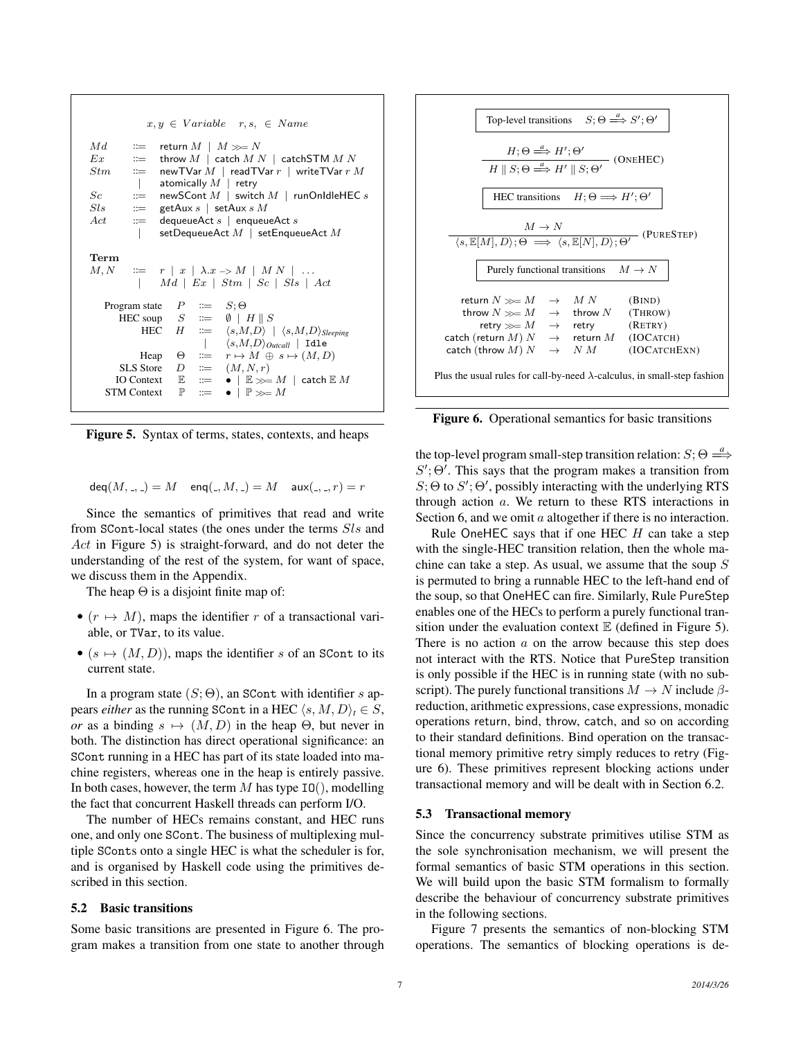$$x, y \in Variable \quad r, s, \in Name$$

$$
\begin{array}{lcl}
Md & ::= & \mathsf{return}\ M \mid M \gg= N \\
Ex & ::= & \mathsf{throw}\ M \mid \mathsf{catch}\ M\ N \mid \mathsf{catchSTM}\ M\ N \\
Stm & ::= & \mathsf{newTVar}\ M \mid \mathsf{readTVar}\ r \mid \mathsf{writeTVar}\ r\ M \\
 & \mid & \mathsf{atomically}\ M \mid \mathsf{retry} \\
Sc & ::= & \mathsf{newSCont}\ M \mid \mathsf{switch}\ M \mid \mathsf{runOnIdleHEC}\ s \\
Sls & ::= & \mathsf{getAux}\ s \mid \mathsf{setAux}\ s\ M \\
Act & ::= & \mathsf{dequeueAct}\ s \mid \mathsf{enqueueAct}\ s \\
 & \mid & \mathsf{setDequeueAct}\ M \mid \mathsf{setEnqueueAct}\ M
\end{array}
$$

**Term**

$$
\begin{array}{lcl}
M, N & ::= & r \mid x \mid \lambda.x \text{ -> } M \mid M\ N \mid \ldots \\
 & \mid & Md \mid Ex \mid Stm \mid Sc \mid Sls \mid Act
\end{array}
$$

$$
\begin{array}{rcll}
\text{Program state} & P & ::= & S; \Theta \\
\text{HEC soup} & S & ::= & \emptyset \mid H \parallel S \\
\text{HEC} & H & ::= & \langle s, M, D\rangle \mid \langle s, M, D\rangle_{Sleeping} \\
 & & \mid & \langle s, M, D\rangle_{Outcall} \mid \mathtt{Idle} \\
\text{Heap} & \Theta & ::= & r \mapsto M \oplus s \mapsto (M, D) \\
\text{SLS Store} & D & ::= & (M, N, r) \\
\text{IO Context} & \mathbb{E} & ::= & \bullet \mid \mathbb{E} \gg= M \mid \mathsf{catch}\ \mathbb{E}\ M \\
\text{STM Context} & \mathbb{P} & ::= & \bullet \mid \mathbb{P} \gg= M
\end{array}
$$

**Figure 5.** Syntax of terms, states, contexts, and heaps

$$\mathsf{deq}(M, \_, \_) = M \quad \mathsf{enq}(\_, M, \_) = M \quad \mathsf{aux}(\_, \_, r) = r$$

Since the semantics of primitives that read and write from SCont-local states (the ones under the terms $Sls$ and $Act$ in Figure 5) is straight-forward, and do not deter the understanding of the rest of the system, for want of space, we discuss them in the Appendix.

The heap $\Theta$ is a disjoint finite map of:

- $(r \mapsto M)$, maps the identifier $r$ of a transactional variable, or TVar, to its value.
- $(s \mapsto (M, D))$, maps the identifier $s$ of an SCont to its current state.

In a program state $(S; \Theta)$, an SCont with identifier $s$ appears *either* as the running SCont in a HEC $\langle s, M, D\rangle_t \in S$, *or* as a binding $s \mapsto (M, D)$ in the heap $\Theta$, but never in both. The distinction has direct operational significance: an SCont running in a HEC has part of its state loaded into machine registers, whereas one in the heap is entirely passive. In both cases, however, the term $M$ has type IO(), modelling the fact that concurrent Haskell threads can perform I/O.

The number of HECs remains constant, and HEC runs one, and only one SCont. The business of multiplexing multiple SConts onto a single HEC is what the scheduler is for, and is organised by Haskell code using the primitives described in this section.

### 5.2 Basic transitions

Some basic transitions are presented in Figure 6. The program makes a transition from one state to another through the top-level program small-step transition relation: $S; \Theta \stackrel{a}{\Longrightarrow} S'; \Theta'$. This says that the program makes a transition from $S; \Theta$ to $S'; \Theta'$, possibly interacting with the underlying RTS through action $a$. We return to these RTS interactions in Section 6, and we omit $a$ altogether if there is no interaction.

**Top-level transitions** $\quad S; \Theta \stackrel{a}{\Longrightarrow} S'; \Theta'$

$$\frac{H; \Theta \stackrel{a}{\Longrightarrow} H'; \Theta'}{H \parallel S; \Theta \stackrel{a}{\Longrightarrow} H' \parallel S; \Theta'} \ (\text{OneHEC})$$

**HEC transitions** $\quad H; \Theta \Longrightarrow H'; \Theta'$

$$\frac{M \rightarrow N}{\langle s, \mathbb{E}[M], D\rangle; \Theta \Longrightarrow \langle s, \mathbb{E}[N], D\rangle; \Theta'} \ (\text{PureStep})$$

**Purely functional transitions** $\quad M \rightarrow N$

$$
\begin{array}{rcll}
\mathsf{return}\ N \gg= M & \rightarrow & M\ N & (\text{Bind}) \\
\mathsf{throw}\ N \gg= M & \rightarrow & \mathsf{throw}\ N & (\text{Throw}) \\
\mathsf{retry} \gg= M & \rightarrow & \mathsf{retry} & (\text{Retry}) \\
\mathsf{catch}\ (\mathsf{return}\ M)\ N & \rightarrow & \mathsf{return}\ M & (\text{IOCatch}) \\
\mathsf{catch}\ (\mathsf{throw}\ M)\ N & \rightarrow & N\ M & (\text{IOCatchExn})
\end{array}
$$

Plus the usual rules for call-by-need $\lambda$-calculus, in small-step fashion

**Figure 6.** Operational semantics for basic transitions

Rule OneHEC says that if one HEC $H$ can take a step with the single-HEC transition relation, then the whole machine can take a step. As usual, we assume that the soup $S$ is permuted to bring a runnable HEC to the left-hand end of the soup, so that OneHEC can fire. Similarly, Rule PureStep enables one of the HECs to perform a purely functional transition under the evaluation context $\mathbb{E}$ (defined in Figure 5). There is no action $a$ on the arrow because this step does not interact with the RTS. Notice that PureStep transition is only possible if the HEC is in running state (with no subscript). The purely functional transitions $M \rightarrow N$ include $\beta$-reduction, arithmetic expressions, case expressions, monadic operations return, bind, throw, catch, and so on according to their standard definitions. Bind operation on the transactional memory primitive retry simply reduces to retry (Figure 6). These primitives represent blocking actions under transactional memory and will be dealt with in Section 6.2.

### 5.3 Transactional memory

Since the concurrency substrate primitives utilise STM as the sole synchronisation mechanism, we will present the formal semantics of basic STM operations in this section. We will build upon the basic STM formalism to formally describe the behaviour of concurrency substrate primitives in the following sections.

Figure 7 presents the semantics of non-blocking STM operations. The semantics of blocking operations is de-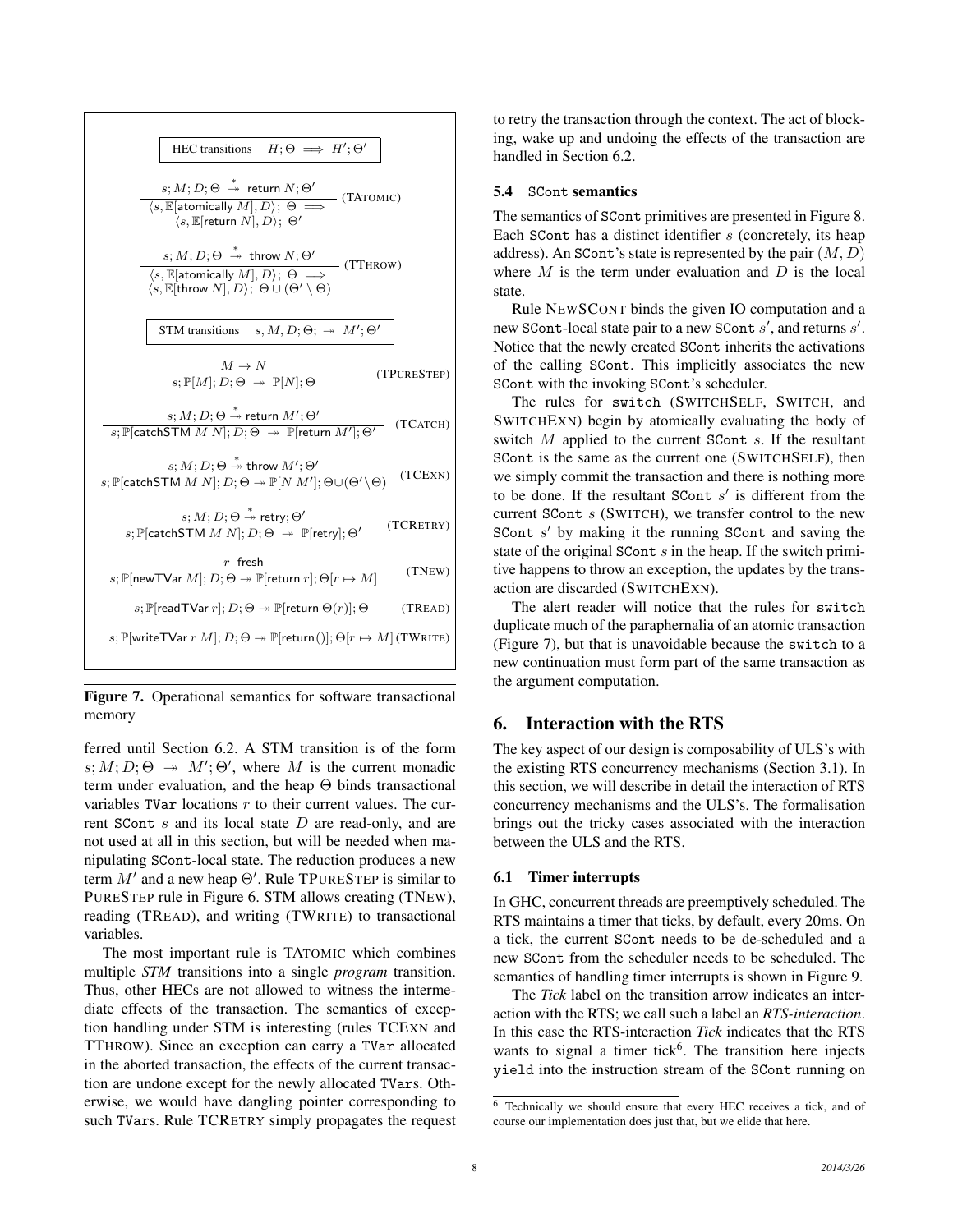**HEC transitions** $\quad H;\Theta \implies H';\Theta'$

$$\frac{s;M;D;\Theta \overset{*}{\twoheadrightarrow} \mathsf{return}\ N;\Theta'}{\langle s,\mathbb{E}[\mathsf{atomically}\ M],D\rangle;\ \Theta \implies \langle s,\mathbb{E}[\mathsf{return}\ N],D\rangle;\ \Theta'} \quad (\text{TATOMIC})$$

$$\frac{s;M;D;\Theta \overset{*}{\twoheadrightarrow} \mathsf{throw}\ N;\Theta'}{\langle s,\mathbb{E}[\mathsf{atomically}\ M],D\rangle;\ \Theta \implies \langle s,\mathbb{E}[\mathsf{throw}\ N],D\rangle;\ \Theta \cup (\Theta' \setminus \Theta)} \quad (\text{TTHROW})$$

**STM transitions** $\quad s,M,D;\Theta; \twoheadrightarrow M';\Theta'$

$$\frac{M \rightarrow N}{s;\mathbb{P}[M];D;\Theta \twoheadrightarrow \mathbb{P}[N];\Theta} \quad (\text{TPURESTEP})$$

$$\frac{s;M;D;\Theta \overset{*}{\twoheadrightarrow} \mathsf{return}\ M';\Theta'}{s;\mathbb{P}[\mathsf{catchSTM}\ M\ N];D;\Theta \twoheadrightarrow \mathbb{P}[\mathsf{return}\ M'];\Theta'} \quad (\text{TCATCH})$$

$$\frac{s;M;D;\Theta \overset{*}{\twoheadrightarrow} \mathsf{throw}\ M';\Theta'}{s;\mathbb{P}[\mathsf{catchSTM}\ M\ N];D;\Theta \twoheadrightarrow \mathbb{P}[N\ M'];\Theta \cup (\Theta' \setminus \Theta)} \quad (\text{TCEXN})$$

$$\frac{s;M;D;\Theta \overset{*}{\twoheadrightarrow} \mathsf{retry};\Theta'}{s;\mathbb{P}[\mathsf{catchSTM}\ M\ N];D;\Theta \twoheadrightarrow \mathbb{P}[\mathsf{retry}];\Theta'} \quad (\text{TCRETRY})$$

$$\frac{r \ \text{ fresh}}{s;\mathbb{P}[\mathsf{newTVar}\ M];D;\Theta \twoheadrightarrow \mathbb{P}[\mathsf{return}\ r];\Theta[r \mapsto M]} \quad (\text{TNEW})$$

$$s;\mathbb{P}[\mathsf{readTVar}\ r];D;\Theta \twoheadrightarrow \mathbb{P}[\mathsf{return}\ \Theta(r)];\Theta \quad (\text{TREAD})$$

$$s;\mathbb{P}[\mathsf{writeTVar}\ r\ M];D;\Theta \twoheadrightarrow \mathbb{P}[\mathsf{return}()];\Theta[r \mapsto M] \quad (\text{TWRITE})$$

**Figure 7.** Operational semantics for software transactional memory

ferred until Section 6.2. A STM transition is of the form $s;M;D;\Theta \twoheadrightarrow M';\Theta'$, where $M$ is the current monadic term under evaluation, and the heap $\Theta$ binds transactional variables TVar locations $r$ to their current values. The current SCont $s$ and its local state $D$ are read-only, and are not used at all in this section, but will be needed when manipulating SCont-local state. The reduction produces a new term $M'$ and a new heap $\Theta'$. Rule TPURESTEP is similar to PURESTEP rule in Figure 6. STM allows creating (TNEW), reading (TREAD), and writing (TWRITE) to transactional variables.

The most important rule is TATOMIC which combines multiple *STM* transitions into a single *program* transition. Thus, other HECs are not allowed to witness the intermediate effects of the transaction. The semantics of exception handling under STM is interesting (rules TCEXN and TTHROW). Since an exception can carry a TVar allocated in the aborted transaction, the effects of the current transaction are undone except for the newly allocated TVars. Otherwise, we would have dangling pointer corresponding to such TVars. Rule TCRETRY simply propagates the request to retry the transaction through the context. The act of blocking, wake up and undoing the effects of the transaction are handled in Section 6.2.

### 5.4 SCont semantics

The semantics of SCont primitives are presented in Figure 8. Each SCont has a distinct identifier $s$ (concretely, its heap address). An SCont's state is represented by the pair $(M, D)$ where $M$ is the term under evaluation and $D$ is the local state.

Rule NEWSCONT binds the given IO computation and a new SCont-local state pair to a new SCont $s'$, and returns $s'$. Notice that the newly created SCont inherits the activations of the calling SCont. This implicitly associates the new SCont with the invoking SCont's scheduler.

The rules for switch (SWITCHSELF, SWITCH, and SWITCHEXN) begin by atomically evaluating the body of switch $M$ applied to the current SCont $s$. If the resultant SCont is the same as the current one (SWITCHSELF), then we simply commit the transaction and there is nothing more to be done. If the resultant SCont $s'$ is different from the current SCont $s$ (SWITCH), we transfer control to the new SCont $s'$ by making it the running SCont and saving the state of the original SCont $s$ in the heap. If the switch primitive happens to throw an exception, the updates by the transaction are discarded (SWITCHEXN).

The alert reader will notice that the rules for switch duplicate much of the paraphernalia of an atomic transaction (Figure 7), but that is unavoidable because the switch to a new continuation must form part of the same transaction as the argument computation.

## 6. Interaction with the RTS

The key aspect of our design is composability of ULS's with the existing RTS concurrency mechanisms (Section 3.1). In this section, we will describe in detail the interaction of RTS concurrency mechanisms and the ULS's. The formalisation brings out the tricky cases associated with the interaction between the ULS and the RTS.

### 6.1 Timer interrupts

In GHC, concurrent threads are preemptively scheduled. The RTS maintains a timer that ticks, by default, every 20ms. On a tick, the current SCont needs to be de-scheduled and a new SCont from the scheduler needs to be scheduled. The semantics of handling timer interrupts is shown in Figure 9.

The *Tick* label on the transition arrow indicates an interaction with the RTS; we call such a label an *RTS-interaction*. In this case the RTS-interaction *Tick* indicates that the RTS wants to signal a timer tick[6]. The transition here injects yield into the instruction stream of the SCont running on

[6] Technically we should ensure that every HEC receives a tick, and of course our implementation does just that, but we elide that here.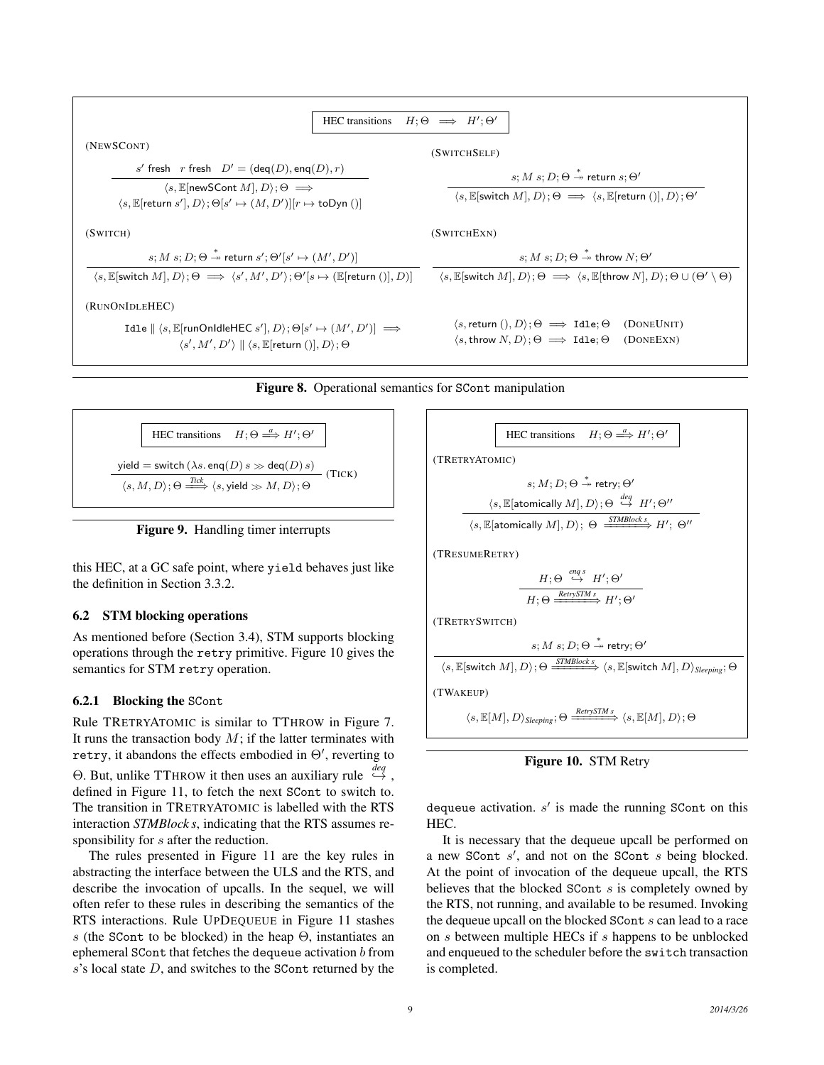$$\boxed{\text{HEC transitions} \quad H;\Theta \implies H';\Theta'}$$

(NEWSCONT)

$$\frac{s' \text{ fresh} \quad r \text{ fresh} \quad D' = (\mathsf{deq}(D), \mathsf{enq}(D), r)}{\langle s, \mathbb{E}[\mathsf{newSCont}\ M], D\rangle; \Theta \implies \langle s, \mathbb{E}[\mathsf{return}\ s'], D\rangle; \Theta[s' \mapsto (M, D')][r \mapsto \mathsf{toDyn}\ ()]}$$

(SWITCHSELF)

$$\frac{s; M\ s; D; \Theta \overset{*}{\twoheadrightarrow} \mathsf{return}\ s; \Theta'}{\langle s, \mathbb{E}[\mathsf{switch}\ M], D\rangle; \Theta \implies \langle s, \mathbb{E}[\mathsf{return}\ ()], D\rangle; \Theta'}$$

(SWITCH)

$$\frac{s; M\ s; D; \Theta \overset{*}{\twoheadrightarrow} \mathsf{return}\ s'; \Theta'[s' \mapsto (M', D')]}{\langle s, \mathbb{E}[\mathsf{switch}\ M], D\rangle; \Theta \implies \langle s', M', D'\rangle; \Theta'[s \mapsto (\mathbb{E}[\mathsf{return}\ ()], D)]}$$

(SWITCHEXN)

$$\frac{s; M\ s; D; \Theta \overset{*}{\twoheadrightarrow} \mathsf{throw}\ N; \Theta'}{\langle s, \mathbb{E}[\mathsf{switch}\ M], D\rangle; \Theta \implies \langle s, \mathbb{E}[\mathsf{throw}\ N], D\rangle; \Theta \cup (\Theta' \setminus \Theta)}$$

(RUNONIDLEHEC)

$$\mathtt{Idle} \parallel \langle s, \mathbb{E}[\mathsf{runOnIdleHEC}\ s'], D\rangle; \Theta[s' \mapsto (M', D')] \implies \langle s', M', D'\rangle \parallel \langle s, \mathbb{E}[\mathsf{return}\ ()], D\rangle; \Theta$$

$$\langle s, \mathsf{return}\ (), D\rangle; \Theta \implies \mathtt{Idle}; \Theta \quad \text{(DONEUNIT)}$$

$$\langle s, \mathsf{throw}\ N, D\rangle; \Theta \implies \mathtt{Idle}; \Theta \quad \text{(DONEEXN)}$$

**Figure 8.** Operational semantics for `SCont` manipulation

$$\boxed{\text{HEC transitions} \quad H;\Theta \overset{a}{\implies} H';\Theta'}$$

$$\frac{\mathsf{yield} = \mathsf{switch}\ (\lambda s.\, \mathsf{enq}(D)\ s \gg \mathsf{deq}(D)\ s)}{\langle s, M, D\rangle; \Theta \overset{\mathit{Tick}}{\implies} \langle s, \mathsf{yield} \gg M, D\rangle; \Theta} \text{ (TICK)}$$

**Figure 9.** Handling timer interrupts

$$\boxed{\text{HEC transitions} \quad H;\Theta \overset{a}{\implies} H';\Theta'}$$

(TRETRYATOMIC)

$$\frac{s; M; D; \Theta \overset{*}{\twoheadrightarrow} \mathsf{retry}; \Theta' \qquad \langle s, \mathbb{E}[\mathsf{atomically}\ M], D\rangle; \Theta \overset{deq}{\hookrightarrow} H'; \Theta''}{\langle s, \mathbb{E}[\mathsf{atomically}\ M], D\rangle;\ \Theta \overset{\mathit{STMBlock}\ s}{\implies} H';\ \Theta''}$$

(TRESUMERETRY)

$$\frac{H; \Theta \overset{enq\ s}{\hookrightarrow} H'; \Theta'}{H; \Theta \overset{\mathit{RetrySTM}\ s}{\implies} H'; \Theta'}$$

(TRETRYSWITCH)

$$\frac{s; M\ s; D; \Theta \overset{*}{\twoheadrightarrow} \mathsf{retry}; \Theta'}{\langle s, \mathbb{E}[\mathsf{switch}\ M], D\rangle; \Theta \overset{\mathit{STMBlock}\ s}{\implies} \langle s, \mathbb{E}[\mathsf{switch}\ M], D\rangle_{\mathit{Sleeping}}; \Theta}$$

(TWAKEUP)

$$\langle s, \mathbb{E}[M], D\rangle_{\mathit{Sleeping}}; \Theta \overset{\mathit{RetrySTM}\ s}{\implies} \langle s, \mathbb{E}[M], D\rangle; \Theta$$

**Figure 10.** STM Retry

this HEC, at a GC safe point, where `yield` behaves just like the definition in Section 3.3.2.

### 6.2 STM blocking operations

As mentioned before (Section 3.4), STM supports blocking operations through the `retry` primitive. Figure 10 gives the semantics for STM `retry` operation.

#### 6.2.1 Blocking the `SCont`

Rule TRETRYATOMIC is similar to TTHROW in Figure 7. It runs the transaction body $M$; if the latter terminates with `retry`, it abandons the effects embodied in $\Theta'$, reverting to $\Theta$. But, unlike TTHROW it then uses an auxiliary rule $\overset{deq}{\hookrightarrow}$, defined in Figure 11, to fetch the next `SCont` to switch to. The transition in TRETRYATOMIC is labelled with the RTS interaction *STMBlock s*, indicating that the RTS assumes responsibility for $s$ after the reduction.

The rules presented in Figure 11 are the key rules in abstracting the interface between the ULS and the RTS, and describe the invocation of upcalls. In the sequel, we will often refer to these rules in describing the semantics of the RTS interactions. Rule UPDEQUEUE in Figure 11 stashes $s$ (the `SCont` to be blocked) in the heap $\Theta$, instantiates an ephemeral `SCont` that fetches the `dequeue` activation $b$ from $s$'s local state $D$, and switches to the `SCont` returned by the `dequeue` activation. $s'$ is made the running `SCont` on this HEC.

It is necessary that the dequeue upcall be performed on a new `SCont` $s'$, and not on the `SCont` $s$ being blocked. At the point of invocation of the dequeue upcall, the RTS believes that the blocked `SCont` $s$ is completely owned by the RTS, not running, and available to be resumed. Invoking the dequeue upcall on the blocked `SCont` $s$ can lead to a race on $s$ between multiple HECs if $s$ happens to be unblocked and enqueued to the scheduler before the `switch` transaction is completed.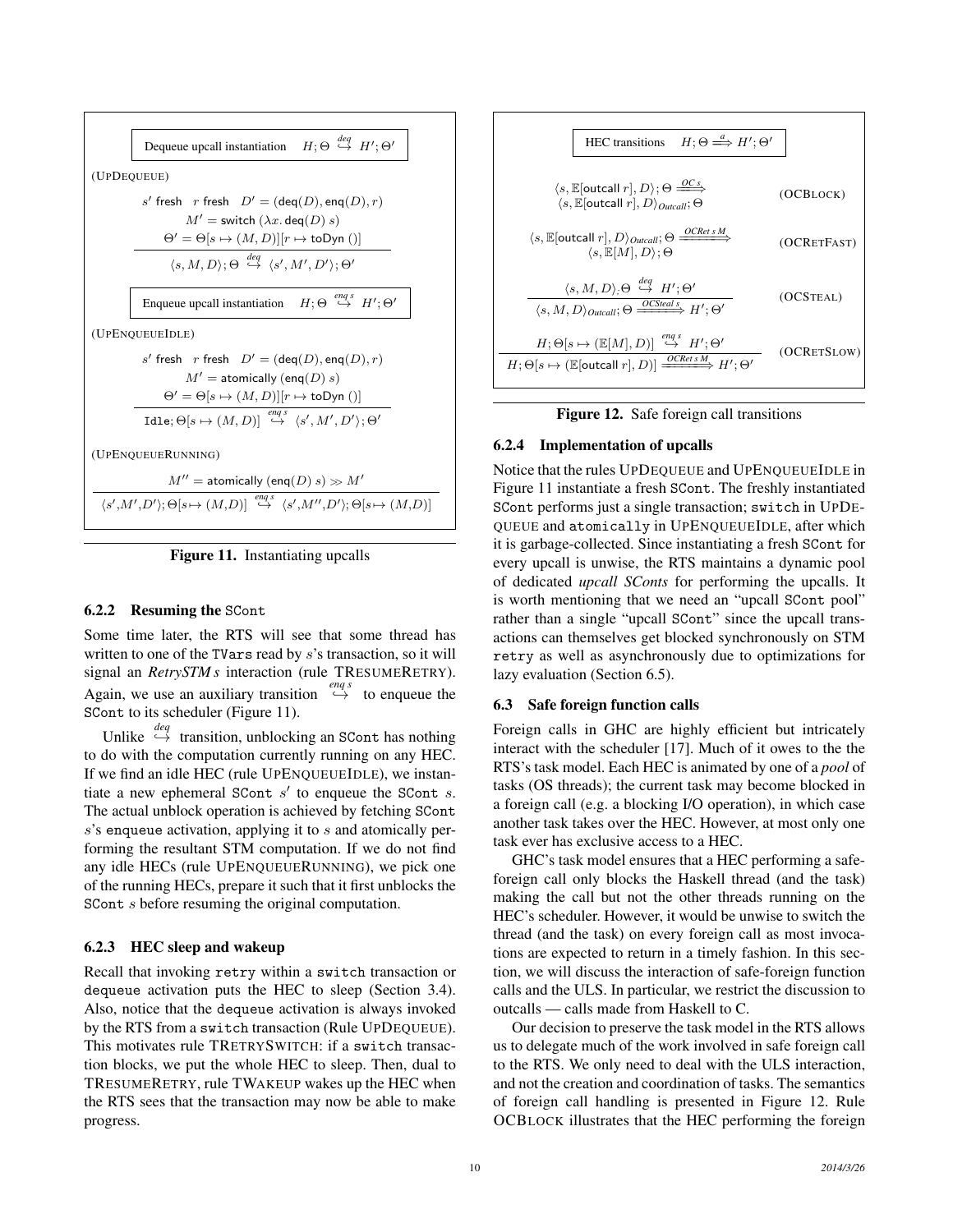**Dequeue upcall instantiation** $\quad H;\Theta \overset{deq}{\hookrightarrow} H';\Theta'$

(UPDEQUEUE)

$$\frac{\begin{array}{c} s' \text{ fresh} \quad r \text{ fresh} \quad D' = (\mathsf{deq}(D), \mathsf{enq}(D), r) \\ M' = \mathsf{switch}\ (\lambda x. \mathsf{deq}(D)\ s) \\ \Theta' = \Theta[s \mapsto (M, D)][r \mapsto \mathsf{toDyn}\ ()] \end{array}}{\langle s, M, D\rangle; \Theta \overset{deq}{\hookrightarrow} \langle s', M', D'\rangle; \Theta'}$$

**Enqueue upcall instantiation** $\quad H;\Theta \overset{enq\, s}{\hookrightarrow} H';\Theta'$

(UPENQUEUEIDLE)

$$\frac{\begin{array}{c} s' \text{ fresh} \quad r \text{ fresh} \quad D' = (\mathsf{deq}(D), \mathsf{enq}(D), r) \\ M' = \mathsf{atomically}\ (\mathsf{enq}(D)\ s) \\ \Theta' = \Theta[s \mapsto (M, D)][r \mapsto \mathsf{toDyn}\ ()] \end{array}}{\mathtt{Idle}; \Theta[s \mapsto (M, D)] \overset{enq\, s}{\hookrightarrow} \langle s', M', D'\rangle; \Theta'}$$

(UPENQUEUERUNNING)

$$\frac{M'' = \mathsf{atomically}\ (\mathsf{enq}(D)\ s) \gg M'}{\langle s', M', D'\rangle; \Theta[s \mapsto (M, D)] \overset{enq\, s}{\hookrightarrow} \langle s', M'', D'\rangle; \Theta[s \mapsto (M, D)]}$$

**Figure 11.** Instantiating upcalls

### 6.2.2 Resuming the `SCont`

Some time later, the RTS will see that some thread has written to one of the `TVars` read by $s$'s transaction, so it will signal an *RetrySTM s* interaction (rule TRESUMERETRY). Again, we use an auxiliary transition $\overset{enq\, s}{\hookrightarrow}$ to enqueue the `SCont` to its scheduler (Figure 11).

Unlike $\overset{deq}{\hookrightarrow}$ transition, unblocking an `SCont` has nothing to do with the computation currently running on any HEC. If we find an idle HEC (rule UPENQUEUEIDLE), we instantiate a new ephemeral `SCont` $s'$ to enqueue the `SCont` $s$. The actual unblock operation is achieved by fetching `SCont` $s$'s `enqueue` activation, applying it to $s$ and atomically performing the resultant STM computation. If we do not find any idle HECs (rule UPENQUEUERUNNING), we pick one of the running HECs, prepare it such that it first unblocks the `SCont` $s$ before resuming the original computation.

### 6.2.3 HEC sleep and wakeup

Recall that invoking `retry` within a `switch` transaction or `dequeue` activation puts the HEC to sleep (Section 3.4). Also, notice that the `dequeue` activation is always invoked by the RTS from a `switch` transaction (Rule UPDEQUEUE). This motivates rule TRETRYSWITCH: if a `switch` transaction blocks, we put the whole HEC to sleep. Then, dual to TRESUMERETRY, rule TWAKEUP wakes up the HEC when the RTS sees that the transaction may now be able to make progress.

**HEC transitions** $\quad H;\Theta \overset{a}{\Longrightarrow} H';\Theta'$

$$\langle s, \mathbb{E}[\mathsf{outcall}\ r], D\rangle; \Theta \overset{OC\ s}{\Longrightarrow} \langle s, \mathbb{E}[\mathsf{outcall}\ r], D\rangle_{Outcall}; \Theta \qquad \text{(OCBLOCK)}$$

$$\langle s, \mathbb{E}[\mathsf{outcall}\ r], D\rangle_{Outcall}; \Theta \overset{OCRet\ s\ M}{\Longrightarrow} \langle s, \mathbb{E}[M], D\rangle; \Theta \qquad \text{(OCRETFAST)}$$

$$\frac{\langle s, M, D\rangle; \Theta \overset{deq}{\hookrightarrow} H';\Theta'}{\langle s, M, D\rangle_{Outcall}; \Theta \overset{OCSteal\ s}{\Longrightarrow} H';\Theta'} \qquad \text{(OCSTEAL)}$$

$$\frac{H; \Theta[s \mapsto (\mathbb{E}[M], D)] \overset{enq\, s}{\hookrightarrow} H';\Theta'}{H; \Theta[s \mapsto (\mathbb{E}[\mathsf{outcall}\ r], D)] \overset{OCRet\ s\ M}{\Longrightarrow} H';\Theta'} \qquad \text{(OCRETSLOW)}$$

**Figure 12.** Safe foreign call transitions

### 6.2.4 Implementation of upcalls

Notice that the rules UPDEQUEUE and UPENQUEUEIDLE in Figure 11 instantiate a fresh `SCont`. The freshly instantiated `SCont` performs just a single transaction; `switch` in UPDEQUEUE and `atomically` in UPENQUEUEIDLE, after which it is garbage-collected. Since instantiating a fresh `SCont` for every upcall is unwise, the RTS maintains a dynamic pool of dedicated *upcall SConts* for performing the upcalls. It is worth mentioning that we need an "upcall `SCont` pool" rather than a single "upcall `SCont`" since the upcall transactions can themselves get blocked synchronously on STM `retry` as well as asynchronously due to optimizations for lazy evaluation (Section 6.5).

## 6.3 Safe foreign function calls

Foreign calls in GHC are highly efficient but intricately interact with the scheduler [17]. Much of it owes to the the RTS's task model. Each HEC is animated by one of a *pool* of tasks (OS threads); the current task may become blocked in a foreign call (e.g. a blocking I/O operation), in which case another task takes over the HEC. However, at most only one task ever has exclusive access to a HEC.

GHC's task model ensures that a HEC performing a safe-foreign call only blocks the Haskell thread (and the task) making the call but not the other threads running on the HEC's scheduler. However, it would be unwise to switch the thread (and the task) on every foreign call as most invocations are expected to return in a timely fashion. In this section, we will discuss the interaction of safe-foreign function calls and the ULS. In particular, we restrict the discussion to outcalls — calls made from Haskell to C.

Our decision to preserve the task model in the RTS allows us to delegate much of the work involved in safe foreign call to the RTS. We only need to deal with the ULS interaction, and not the creation and coordination of tasks. The semantics of foreign call handling is presented in Figure 12. Rule OCBLOCK illustrates that the HEC performing the foreign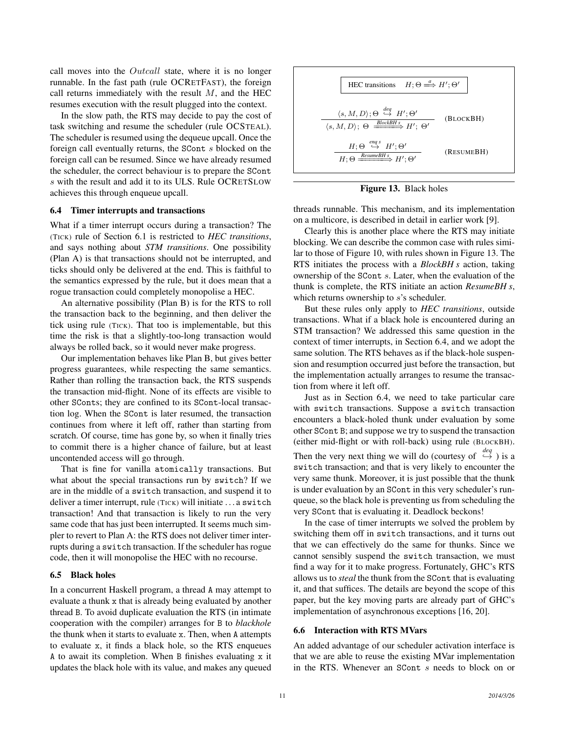call moves into the *Outcall* state, where it is no longer runnable. In the fast path (rule OCRETFAST), the foreign call returns immediately with the result $M$, and the HEC resumes execution with the result plugged into the context.

In the slow path, the RTS may decide to pay the cost of task switching and resume the scheduler (rule OCSTEAL). The scheduler is resumed using the dequeue upcall. Once the foreign call eventually returns, the SCont $s$ blocked on the foreign call can be resumed. Since we have already resumed the scheduler, the correct behaviour is to prepare the SCont $s$ with the result and add it to its ULS. Rule OCRETSLOW achieves this through enqueue upcall.

### 6.4 Timer interrupts and transactions

What if a timer interrupt occurs during a transaction? The (TICK) rule of Section 6.1 is restricted to *HEC transitions*, and says nothing about *STM transitions*. One possibility (Plan A) is that transactions should not be interrupted, and ticks should only be delivered at the end. This is faithful to the semantics expressed by the rule, but it does mean that a rogue transaction could completely monopolise a HEC.

An alternative possibility (Plan B) is for the RTS to roll the transaction back to the beginning, and then deliver the tick using rule (TICK). That too is implementable, but this time the risk is that a slightly-too-long transaction would always be rolled back, so it would never make progress.

Our implementation behaves like Plan B, but gives better progress guarantees, while respecting the same semantics. Rather than rolling the transaction back, the RTS suspends the transaction mid-flight. None of its effects are visible to other SConts; they are confined to its SCont-local transaction log. When the SCont is later resumed, the transaction continues from where it left off, rather than starting from scratch. Of course, time has gone by, so when it finally tries to commit there is a higher chance of failure, but at least uncontended access will go through.

That is fine for vanilla `atomically` transactions. But what about the special transactions run by `switch`? If we are in the middle of a `switch` transaction, and suspend it to deliver a timer interrupt, rule (TICK) will initiate . . . a `switch` transaction! And that transaction is likely to run the very same code that has just been interrupted. It seems much simpler to revert to Plan A: the RTS does not deliver timer interrupts during a `switch` transaction. If the scheduler has rogue code, then it will monopolise the HEC with no recourse.

### 6.5 Black holes

In a concurrent Haskell program, a thread A may attempt to evaluate a thunk x that is already being evaluated by another thread B. To avoid duplicate evaluation the RTS (in intimate cooperation with the compiler) arranges for B to *blackhole* the thunk when it starts to evaluate x. Then, when A attempts to evaluate x, it finds a black hole, so the RTS enqueues A to await its completion. When B finishes evaluating x it updates the black hole with its value, and makes any queued threads runnable. This mechanism, and its implementation on a multicore, is described in detail in earlier work [9].

HEC transitions $\quad H;\Theta \stackrel{a}{\Longrightarrow} H';\Theta'$

$$\frac{\langle s, M, D\rangle;\Theta \stackrel{deq}{\hookrightarrow} H';\Theta'}{\langle s, M, D\rangle;\ \Theta \stackrel{BlockBH\ s}{\Longrightarrow} H';\ \Theta'} \quad \text{(BLOCKBH)}$$

$$\frac{H;\Theta \stackrel{enq\ s}{\hookrightarrow} H';\Theta'}{H;\Theta \stackrel{ResumeBH\ s}{\Longrightarrow} H';\Theta'} \quad \text{(RESUMEBH)}$$

**Figure 13.** Black holes

Clearly this is another place where the RTS may initiate blocking. We can describe the common case with rules similar to those of Figure 10, with rules shown in Figure 13. The RTS initiates the process with a *BlockBH s* action, taking ownership of the SCont $s$. Later, when the evaluation of the thunk is complete, the RTS initiate an action *ResumeBH s*, which returns ownership to $s$'s scheduler.

But these rules only apply to *HEC transitions*, outside transactions. What if a black hole is encountered during an STM transaction? We addressed this same question in the context of timer interrupts, in Section 6.4, and we adopt the same solution. The RTS behaves as if the black-hole suspension and resumption occurred just before the transaction, but the implementation actually arranges to resume the transaction from where it left off.

Just as in Section 6.4, we need to take particular care with `switch` transactions. Suppose a `switch` transaction encounters a black-holed thunk under evaluation by some other SCont B; and suppose we try to suspend the transaction (either mid-flight or with roll-back) using rule (BLOCKBH). Then the very next thing we will do (courtesy of $\stackrel{deq}{\hookrightarrow}$ ) is a `switch` transaction; and that is very likely to encounter the very same thunk. Moreover, it is just possible that the thunk is under evaluation by an SCont in this very scheduler's runqueue, so the black hole is preventing us from scheduling the very SCont that is evaluating it. Deadlock beckons!

In the case of timer interrupts we solved the problem by switching them off in `switch` transactions, and it turns out that we can effectively do the same for thunks. Since we cannot sensibly suspend the `switch` transaction, we must find a way for it to make progress. Fortunately, GHC's RTS allows us to *steal* the thunk from the SCont that is evaluating it, and that suffices. The details are beyond the scope of this paper, but the key moving parts are already part of GHC's implementation of asynchronous exceptions [16, 20].

### 6.6 Interaction with RTS MVars

An added advantage of our scheduler activation interface is that we are able to reuse the existing MVar implementation in the RTS. Whenever an SCont $s$ needs to block on or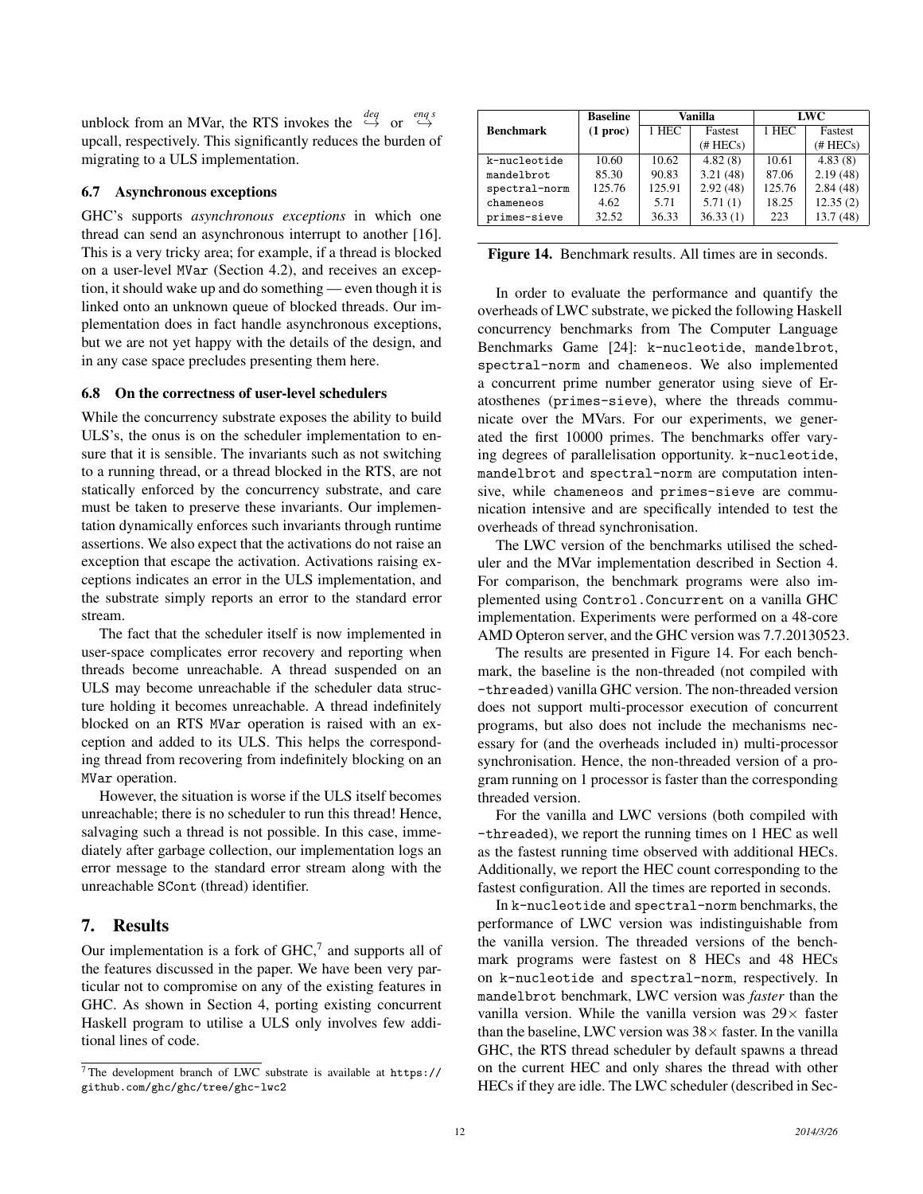unblock from an MVar, the RTS invokes the $\overset{deq}{\hookrightarrow}$ or $\overset{enq\ s}{\hookrightarrow}$ upcall, respectively. This significantly reduces the burden of migrating to a ULS implementation.

### 6.7 Asynchronous exceptions

GHC's supports *asynchronous exceptions* in which one thread can send an asynchronous interrupt to another [16]. This is a very tricky area; for example, if a thread is blocked on a user-level MVar (Section 4.2), and receives an exception, it should wake up and do something — even though it is linked onto an unknown queue of blocked threads. Our implementation does in fact handle asynchronous exceptions, but we are not yet happy with the details of the design, and in any case space precludes presenting them here.

### 6.8 On the correctness of user-level schedulers

While the concurrency substrate exposes the ability to build ULS's, the onus is on the scheduler implementation to ensure that it is sensible. The invariants such as not switching to a running thread, or a thread blocked in the RTS, are not statically enforced by the concurrency substrate, and care must be taken to preserve these invariants. Our implementation dynamically enforces such invariants through runtime assertions. We also expect that the activations do not raise an exception that escape the activation. Activations raising exceptions indicates an error in the ULS implementation, and the substrate simply reports an error to the standard error stream.

The fact that the scheduler itself is now implemented in user-space complicates error recovery and reporting when threads become unreachable. A thread suspended on an ULS may become unreachable if the scheduler data structure holding it becomes unreachable. A thread indefinitely blocked on an RTS MVar operation is raised with an exception and added to its ULS. This helps the corresponding thread from recovering from indefinitely blocking on an MVar operation.

However, the situation is worse if the ULS itself becomes unreachable; there is no scheduler to run this thread! Hence, salvaging such a thread is not possible. In this case, immediately after garbage collection, our implementation logs an error message to the standard error stream along with the unreachable SCont (thread) identifier.

## 7. Results

Our implementation is a fork of GHC,[7] and supports all of the features discussed in the paper. We have been very particular not to compromise on any of the existing features in GHC. As shown in Section 4, porting existing concurrent Haskell program to utilise a ULS only involves few additional lines of code.

[7] The development branch of LWC substrate is available at https://github.com/ghc/ghc/tree/ghc-lwc2

| Benchmark | Baseline (1 proc) | Vanilla | | LWC | |
|---|---|---|---|---|---|
| | | 1 HEC | Fastest (# HECs) | 1 HEC | Fastest (# HECs) |
| k-nucleotide | 10.60 | 10.62 | 4.82 (8) | 10.61 | 4.83 (8) |
| mandelbrot | 85.30 | 90.83 | 3.21 (48) | 87.06 | 2.19 (48) |
| spectral-norm | 125.76 | 125.91 | 2.92 (48) | 125.76 | 2.84 (48) |
| chameneos | 4.62 | 5.71 | 5.71 (1) | 18.25 | 12.35 (2) |
| primes-sieve | 32.52 | 36.33 | 36.33 (1) | 223 | 13.7 (48) |

**Figure 14.** Benchmark results. All times are in seconds.

In order to evaluate the performance and quantify the overheads of LWC substrate, we picked the following Haskell concurrency benchmarks from The Computer Language Benchmarks Game [24]: k-nucleotide, mandelbrot, spectral-norm and chameneos. We also implemented a concurrent prime number generator using sieve of Eratosthenes (primes-sieve), where the threads communicate over the MVars. For our experiments, we generated the first 10000 primes. The benchmarks offer varying degrees of parallelisation opportunity. k-nucleotide, mandelbrot and spectral-norm are computation intensive, while chameneos and primes-sieve are communication intensive and are specifically intended to test the overheads of thread synchronisation.

The LWC version of the benchmarks utilised the scheduler and the MVar implementation described in Section 4. For comparison, the benchmark programs were also implemented using Control.Concurrent on a vanilla GHC implementation. Experiments were performed on a 48-core AMD Opteron server, and the GHC version was 7.7.20130523.

The results are presented in Figure 14. For each benchmark, the baseline is the non-threaded (not compiled with -threaded) vanilla GHC version. The non-threaded version does not support multi-processor execution of concurrent programs, but also does not include the mechanisms necessary for (and the overheads included in) multi-processor synchronisation. Hence, the non-threaded version of a program running on 1 processor is faster than the corresponding threaded version.

For the vanilla and LWC versions (both compiled with -threaded), we report the running times on 1 HEC as well as the fastest running time observed with additional HECs. Additionally, we report the HEC count corresponding to the fastest configuration. All the times are reported in seconds.

In k-nucleotide and spectral-norm benchmarks, the performance of LWC version was indistinguishable from the vanilla version. The threaded versions of the benchmark programs were fastest on 8 HECs and 48 HECs on k-nucleotide and spectral-norm, respectively. In mandelbrot benchmark, LWC version was *faster* than the vanilla version. While the vanilla version was 29× faster than the baseline, LWC version was 38× faster. In the vanilla GHC, the RTS thread scheduler by default spawns a thread on the current HEC and only shares the thread with other HECs if they are idle. The LWC scheduler (described in Sec-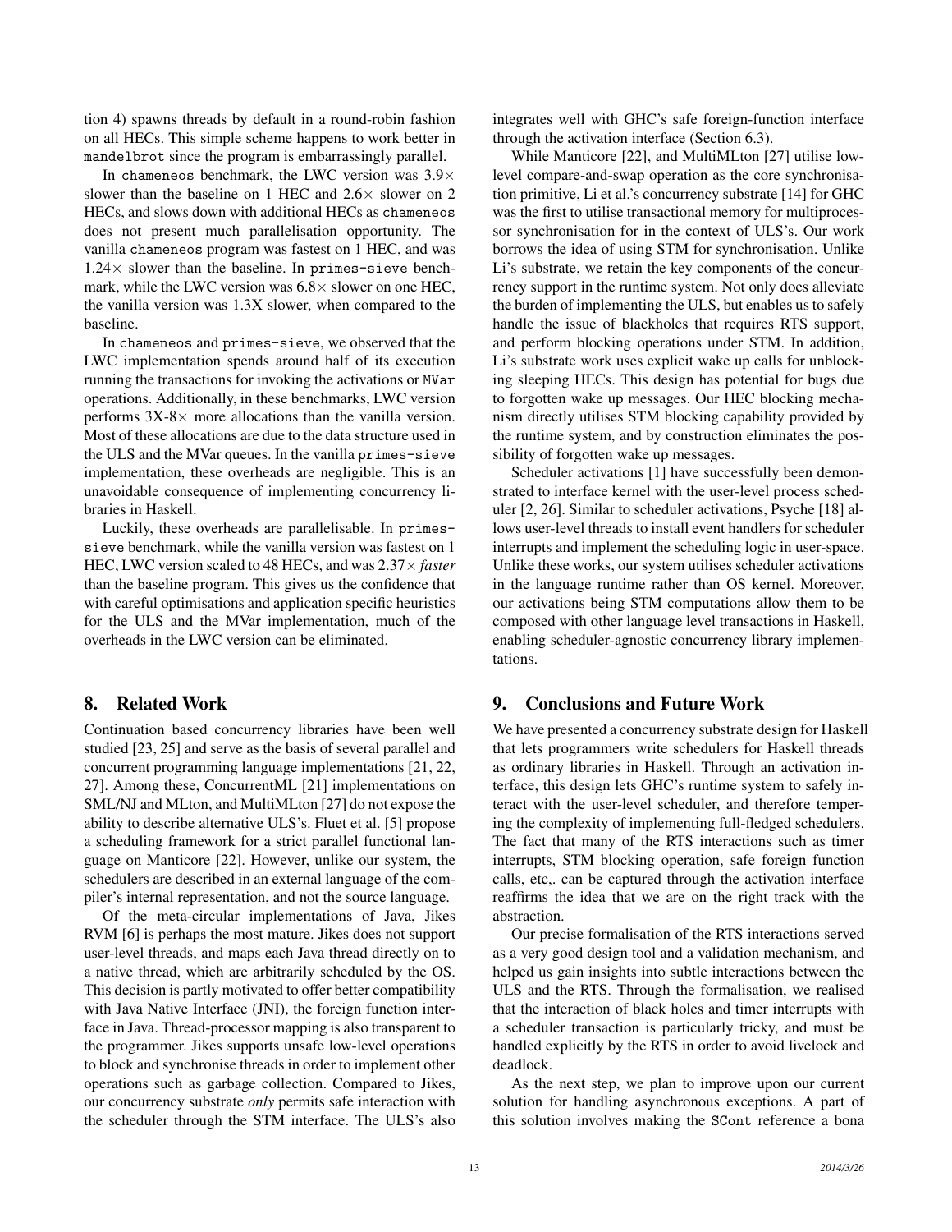tion 4) spawns threads by default in a round-robin fashion on all HECs. This simple scheme happens to work better in `mandelbrot` since the program is embarrassingly parallel.

In `chameneos` benchmark, the LWC version was $3.9\times$ slower than the baseline on 1 HEC and $2.6\times$ slower on 2 HECs, and slows down with additional HECs as `chameneos` does not present much parallelisation opportunity. The vanilla `chameneos` program was fastest on 1 HEC, and was $1.24\times$ slower than the baseline. In `primes-sieve` benchmark, while the LWC version was $6.8\times$ slower on one HEC, the vanilla version was 1.3X slower, when compared to the baseline.

In `chameneos` and `primes-sieve`, we observed that the LWC implementation spends around half of its execution running the transactions for invoking the activations or `MVar` operations. Additionally, in these benchmarks, LWC version performs 3X-$8\times$ more allocations than the vanilla version. Most of these allocations are due to the data structure used in the ULS and the MVar queues. In the vanilla `primes-sieve` implementation, these overheads are negligible. This is an unavoidable consequence of implementing concurrency libraries in Haskell.

Luckily, these overheads are parallelisable. In `primes-sieve` benchmark, while the vanilla version was fastest on 1 HEC, LWC version scaled to 48 HECs, and was $2.37\times$ *faster* than the baseline program. This gives us the confidence that with careful optimisations and application specific heuristics for the ULS and the MVar implementation, much of the overheads in the LWC version can be eliminated.

## 8. Related Work

Continuation based concurrency libraries have been well studied [23, 25] and serve as the basis of several parallel and concurrent programming language implementations [21, 22, 27]. Among these, ConcurrentML [21] implementations on SML/NJ and MLton, and MultiMLton [27] do not expose the ability to describe alternative ULS's. Fluet et al. [5] propose a scheduling framework for a strict parallel functional language on Manticore [22]. However, unlike our system, the schedulers are described in an external language of the compiler's internal representation, and not the source language.

Of the meta-circular implementations of Java, Jikes RVM [6] is perhaps the most mature. Jikes does not support user-level threads, and maps each Java thread directly on to a native thread, which are arbitrarily scheduled by the OS. This decision is partly motivated to offer better compatibility with Java Native Interface (JNI), the foreign function interface in Java. Thread-processor mapping is also transparent to the programmer. Jikes supports unsafe low-level operations to block and synchronise threads in order to implement other operations such as garbage collection. Compared to Jikes, our concurrency substrate *only* permits safe interaction with the scheduler through the STM interface. The ULS's also integrates well with GHC's safe foreign-function interface through the activation interface (Section 6.3).

While Manticore [22], and MultiMLton [27] utilise low-level compare-and-swap operation as the core synchronisation primitive, Li et al.'s concurrency substrate [14] for GHC was the first to utilise transactional memory for multiprocessor synchronisation for in the context of ULS's. Our work borrows the idea of using STM for synchronisation. Unlike Li's substrate, we retain the key components of the concurrency support in the runtime system. Not only does alleviate the burden of implementing the ULS, but enables us to safely handle the issue of blackholes that requires RTS support, and perform blocking operations under STM. In addition, Li's substrate work uses explicit wake up calls for unblocking sleeping HECs. This design has potential for bugs due to forgotten wake up messages. Our HEC blocking mechanism directly utilises STM blocking capability provided by the runtime system, and by construction eliminates the possibility of forgotten wake up messages.

Scheduler activations [1] have successfully been demonstrated to interface kernel with the user-level process scheduler [2, 26]. Similar to scheduler activations, Psyche [18] allows user-level threads to install event handlers for scheduler interrupts and implement the scheduling logic in user-space. Unlike these works, our system utilises scheduler activations in the language runtime rather than OS kernel. Moreover, our activations being STM computations allow them to be composed with other language level transactions in Haskell, enabling scheduler-agnostic concurrency library implementations.

## 9. Conclusions and Future Work

We have presented a concurrency substrate design for Haskell that lets programmers write schedulers for Haskell threads as ordinary libraries in Haskell. Through an activation interface, this design lets GHC's runtime system to safely interact with the user-level scheduler, and therefore tempering the complexity of implementing full-fledged schedulers. The fact that many of the RTS interactions such as timer interrupts, STM blocking operation, safe foreign function calls, etc,. can be captured through the activation interface reaffirms the idea that we are on the right track with the abstraction.

Our precise formalisation of the RTS interactions served as a very good design tool and a validation mechanism, and helped us gain insights into subtle interactions between the ULS and the RTS. Through the formalisation, we realised that the interaction of black holes and timer interrupts with a scheduler transaction is particularly tricky, and must be handled explicitly by the RTS in order to avoid livelock and deadlock.

As the next step, we plan to improve upon our current solution for handling asynchronous exceptions. A part of this solution involves making the `SCont` reference a bona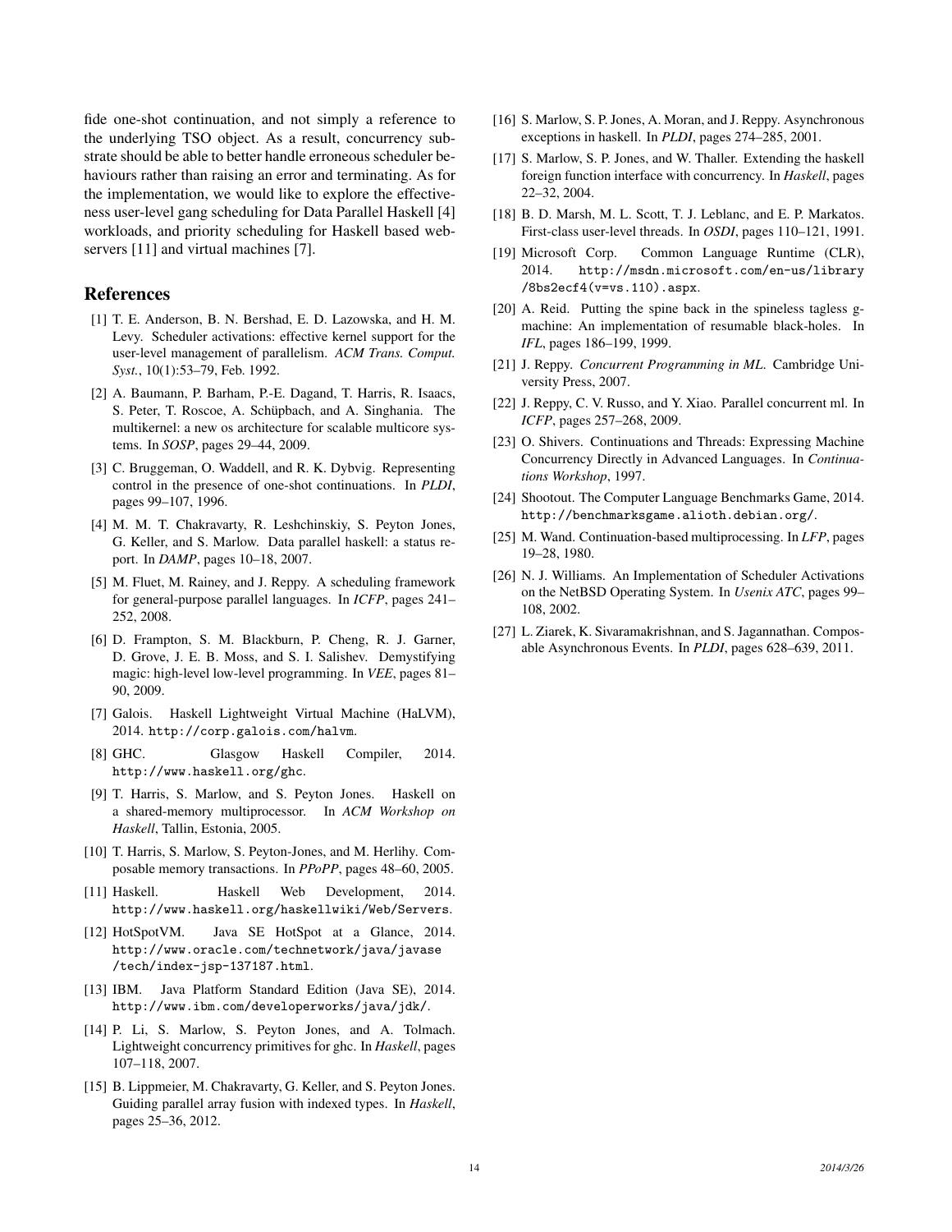fide one-shot continuation, and not simply a reference to the underlying TSO object. As a result, concurrency substrate should be able to better handle erroneous scheduler behaviours rather than raising an error and terminating. As for the implementation, we would like to explore the effectiveness user-level gang scheduling for Data Parallel Haskell [4] workloads, and priority scheduling for Haskell based webservers [11] and virtual machines [7].

## References

[1] T. E. Anderson, B. N. Bershad, E. D. Lazowska, and H. M. Levy. Scheduler activations: effective kernel support for the user-level management of parallelism. *ACM Trans. Comput. Syst.*, 10(1):53–79, Feb. 1992.

[2] A. Baumann, P. Barham, P.-E. Dagand, T. Harris, R. Isaacs, S. Peter, T. Roscoe, A. Schüpbach, and A. Singhania. The multikernel: a new os architecture for scalable multicore systems. In *SOSP*, pages 29–44, 2009.

[3] C. Bruggeman, O. Waddell, and R. K. Dybvig. Representing control in the presence of one-shot continuations. In *PLDI*, pages 99–107, 1996.

[4] M. M. T. Chakravarty, R. Leshchinskiy, S. Peyton Jones, G. Keller, and S. Marlow. Data parallel haskell: a status report. In *DAMP*, pages 10–18, 2007.

[5] M. Fluet, M. Rainey, and J. Reppy. A scheduling framework for general-purpose parallel languages. In *ICFP*, pages 241–252, 2008.

[6] D. Frampton, S. M. Blackburn, P. Cheng, R. J. Garner, D. Grove, J. E. B. Moss, and S. I. Salishev. Demystifying magic: high-level low-level programming. In *VEE*, pages 81–90, 2009.

[7] Galois. Haskell Lightweight Virtual Machine (HaLVM), 2014. `http://corp.galois.com/halvm`.

[8] GHC. Glasgow Haskell Compiler, 2014. `http://www.haskell.org/ghc`.

[9] T. Harris, S. Marlow, and S. Peyton Jones. Haskell on a shared-memory multiprocessor. In *ACM Workshop on Haskell*, Tallin, Estonia, 2005.

[10] T. Harris, S. Marlow, S. Peyton-Jones, and M. Herlihy. Composable memory transactions. In *PPoPP*, pages 48–60, 2005.

[11] Haskell. Haskell Web Development, 2014. `http://www.haskell.org/haskellwiki/Web/Servers`.

[12] HotSpotVM. Java SE HotSpot at a Glance, 2014. `http://www.oracle.com/technetwork/java/javase/tech/index-jsp-137187.html`.

[13] IBM. Java Platform Standard Edition (Java SE), 2014. `http://www.ibm.com/developerworks/java/jdk/`.

[14] P. Li, S. Marlow, S. Peyton Jones, and A. Tolmach. Lightweight concurrency primitives for ghc. In *Haskell*, pages 107–118, 2007.

[15] B. Lippmeier, M. Chakravarty, G. Keller, and S. Peyton Jones. Guiding parallel array fusion with indexed types. In *Haskell*, pages 25–36, 2012.

[16] S. Marlow, S. P. Jones, A. Moran, and J. Reppy. Asynchronous exceptions in haskell. In *PLDI*, pages 274–285, 2001.

[17] S. Marlow, S. P. Jones, and W. Thaller. Extending the haskell foreign function interface with concurrency. In *Haskell*, pages 22–32, 2004.

[18] B. D. Marsh, M. L. Scott, T. J. Leblanc, and E. P. Markatos. First-class user-level threads. In *OSDI*, pages 110–121, 1991.

[19] Microsoft Corp. Common Language Runtime (CLR), 2014. `http://msdn.microsoft.com/en-us/library/8bs2ecf4(v=vs.110).aspx`.

[20] A. Reid. Putting the spine back in the spineless tagless g-machine: An implementation of resumable black-holes. In *IFL*, pages 186–199, 1999.

[21] J. Reppy. *Concurrent Programming in ML*. Cambridge University Press, 2007.

[22] J. Reppy, C. V. Russo, and Y. Xiao. Parallel concurrent ml. In *ICFP*, pages 257–268, 2009.

[23] O. Shivers. Continuations and Threads: Expressing Machine Concurrency Directly in Advanced Languages. In *Continuations Workshop*, 1997.

[24] Shootout. The Computer Language Benchmarks Game, 2014. `http://benchmarksgame.alioth.debian.org/`.

[25] M. Wand. Continuation-based multiprocessing. In *LFP*, pages 19–28, 1980.

[26] N. J. Williams. An Implementation of Scheduler Activations on the NetBSD Operating System. In *Usenix ATC*, pages 99–108, 2002.

[27] L. Ziarek, K. Sivaramakrishnan, and S. Jagannathan. Composable Asynchronous Events. In *PLDI*, pages 628–639, 2011.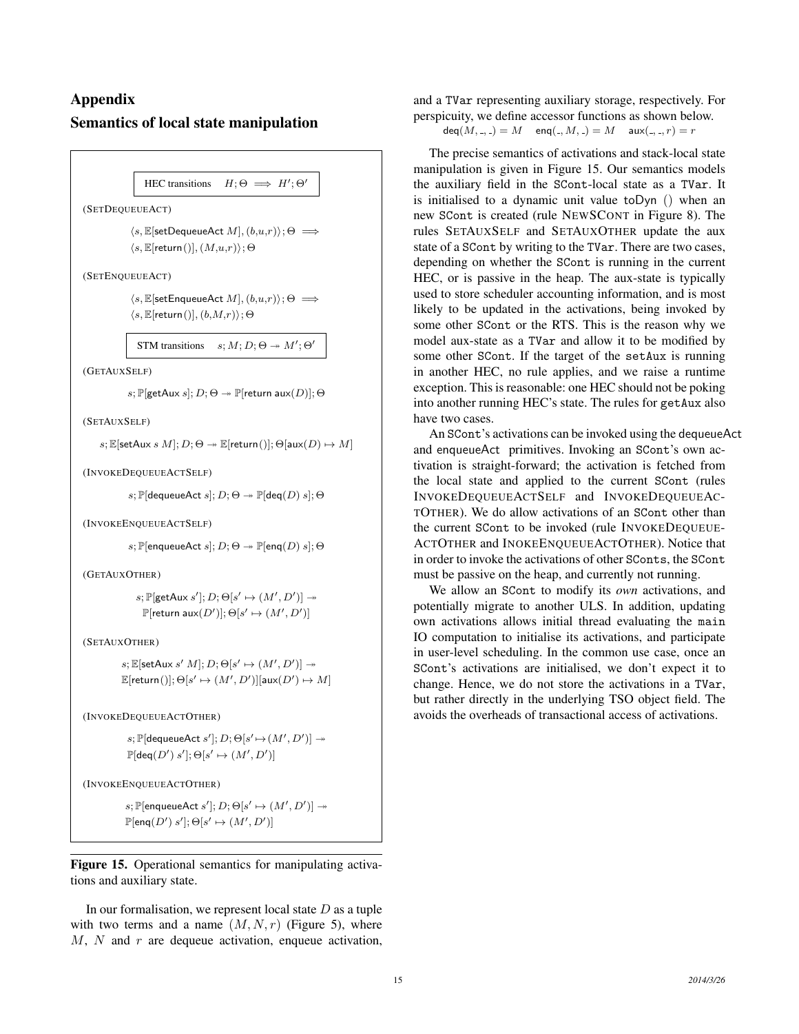# Appendix

## Semantics of local state manipulation

HEC transitions $H; \Theta \implies H'; \Theta'$

(SETDEQUEUEACT)

$$\langle s, \mathbb{E}[\mathsf{setDequeueAct}\ M], (b,u,r)\rangle; \Theta \implies \langle s, \mathbb{E}[\mathsf{return}\,()], (M,u,r)\rangle; \Theta$$

(SETENQUEUEACT)

$$\langle s, \mathbb{E}[\mathsf{setEnqueueAct}\ M], (b,u,r)\rangle; \Theta \implies \langle s, \mathbb{E}[\mathsf{return}\,()], (b,M,r)\rangle; \Theta$$

STM transitions $s; M; D; \Theta \twoheadrightarrow M'; \Theta'$

(GETAUXSELF)

$$s; \mathbb{P}[\mathsf{getAux}\ s]; D; \Theta \twoheadrightarrow \mathbb{P}[\mathsf{return}\ \mathsf{aux}(D)]; \Theta$$

(SETAUXSELF)

$$s; \mathbb{E}[\mathsf{setAux}\ s\ M]; D; \Theta \twoheadrightarrow \mathbb{E}[\mathsf{return}\,()]; \Theta[\mathsf{aux}(D) \mapsto M]$$

(INVOKEDEQUEUEACTSELF)

$$s; \mathbb{P}[\mathsf{dequeueAct}\ s]; D; \Theta \twoheadrightarrow \mathbb{P}[\mathsf{deq}(D)\ s]; \Theta$$

(INVOKEENQUEUEACTSELF)

$$s; \mathbb{P}[\mathsf{enqueueAct}\ s]; D; \Theta \twoheadrightarrow \mathbb{P}[\mathsf{enq}(D)\ s]; \Theta$$

(GETAUXOTHER)

$$s; \mathbb{P}[\mathsf{getAux}\ s']; D; \Theta[s' \mapsto (M', D')] \twoheadrightarrow \mathbb{P}[\mathsf{return}\ \mathsf{aux}(D')]; \Theta[s' \mapsto (M', D')]$$

(SETAUXOTHER)

$$s; \mathbb{E}[\mathsf{setAux}\ s'\ M]; D; \Theta[s' \mapsto (M', D')] \twoheadrightarrow \mathbb{E}[\mathsf{return}\,()]; \Theta[s' \mapsto (M', D')][\mathsf{aux}(D') \mapsto M]$$

(INVOKEDEQUEUEACTOTHER)

$$s; \mathbb{P}[\mathsf{dequeueAct}\ s']; D; \Theta[s' \mapsto (M', D')] \twoheadrightarrow \mathbb{P}[\mathsf{deq}(D')\ s']; \Theta[s' \mapsto (M', D')]$$

(INVOKEENQUEUEACTOTHER)

$$s; \mathbb{P}[\mathsf{enqueueAct}\ s']; D; \Theta[s' \mapsto (M', D')] \twoheadrightarrow \mathbb{P}[\mathsf{enq}(D')\ s']; \Theta[s' \mapsto (M', D')]$$

**Figure 15.** Operational semantics for manipulating activations and auxiliary state.

In our formalisation, we represent local state $D$ as a tuple with two terms and a name $(M, N, r)$ (Figure 5), where $M$, $N$ and $r$ are dequeue activation, enqueue activation, and a `TVar` representing auxiliary storage, respectively. For perspicuity, we define accessor functions as shown below.

$$\mathsf{deq}(M, \_, \_) = M \quad \mathsf{enq}(\_, M, \_) = M \quad \mathsf{aux}(\_, \_, r) = r$$

The precise semantics of activations and stack-local state manipulation is given in Figure 15. Our semantics models the auxiliary field in the `SCont`-local state as a `TVar`. It is initialised to a dynamic unit value toDyn () when an new `SCont` is created (rule NEWSCONT in Figure 8). The rules SETAUXSELF and SETAUXOTHER update the aux state of a `SCont` by writing to the `TVar`. There are two cases, depending on whether the `SCont` is running in the current HEC, or is passive in the heap. The aux-state is typically used to store scheduler accounting information, and is most likely to be updated in the activations, being invoked by some other `SCont` or the RTS. This is the reason why we model aux-state as a `TVar` and allow it to be modified by some other `SCont`. If the target of the `setAux` is running in another HEC, no rule applies, and we raise a runtime exception. This is reasonable: one HEC should not be poking into another running HEC's state. The rules for `getAux` also have two cases.

An `SCont`'s activations can be invoked using the dequeueAct and enqueueAct primitives. Invoking an `SCont`'s own activation is straight-forward; the activation is fetched from the local state and applied to the current `SCont` (rules INVOKEDEQUEUEACTSELF and INVOKEDEQUEUEACTOTHER). We do allow activations of an `SCont` other than the current `SCont` to be invoked (rule INVOKEDEQUEUEACTOTHER and INOKEENQUEUEACTOTHER). Notice that in order to invoke the activations of other `SConts`, the `SCont` must be passive on the heap, and currently not running.

We allow an `SCont` to modify its *own* activations, and potentially migrate to another ULS. In addition, updating own activations allows initial thread evaluating the `main` IO computation to initialise its activations, and participate in user-level scheduling. In the common use case, once an `SCont`'s activations are initialised, we don't expect it to change. Hence, we do not store the activations in a `TVar`, but rather directly in the underlying TSO object field. The avoids the overheads of transactional access of activations.